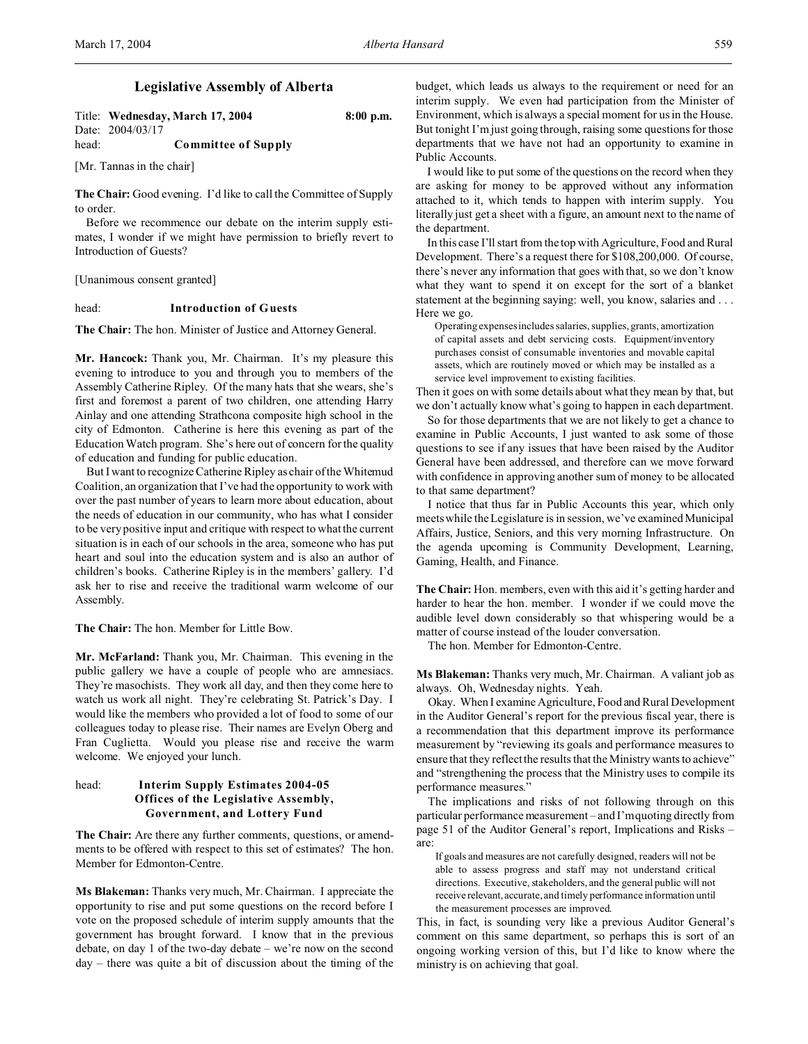# Legislative Assembly of Alberta

Title: **Wednesday, March 17, 2004** **8:00 p.m.**
Date: 2004/03/17
head: **Committee of Supply**

[Mr. Tannas in the chair]

**The Chair:** Good evening. I'd like to call the Committee of Supply to order.

Before we recommence our debate on the interim supply estimates, I wonder if we might have permission to briefly revert to Introduction of Guests?

[Unanimous consent granted]

head: **Introduction of Guests**

**The Chair:** The hon. Minister of Justice and Attorney General.

**Mr. Hancock:** Thank you, Mr. Chairman. It's my pleasure this evening to introduce to you and through you to members of the Assembly Catherine Ripley. Of the many hats that she wears, she's first and foremost a parent of two children, one attending Harry Ainlay and one attending Strathcona composite high school in the city of Edmonton. Catherine is here this evening as part of the Education Watch program. She's here out of concern for the quality of education and funding for public education.

But I want to recognize Catherine Ripley as chair of the Whitemud Coalition, an organization that I've had the opportunity to work with over the past number of years to learn more about education, about the needs of education in our community, who has what I consider to be very positive input and critique with respect to what the current situation is in each of our schools in the area, someone who has put heart and soul into the education system and is also an author of children's books. Catherine Ripley is in the members' gallery. I'd ask her to rise and receive the traditional warm welcome of our Assembly.

**The Chair:** The hon. Member for Little Bow.

**Mr. McFarland:** Thank you, Mr. Chairman. This evening in the public gallery we have a couple of people who are amnesiacs. They're masochists. They work all day, and then they come here to watch us work all night. They're celebrating St. Patrick's Day. I would like the members who provided a lot of food to some of our colleagues today to please rise. Their names are Evelyn Oberg and Fran Cuglietta. Would you please rise and receive the warm welcome. We enjoyed your lunch.

head: **Interim Supply Estimates 2004-05**
**Offices of the Legislative Assembly,**
**Government, and Lottery Fund**

**The Chair:** Are there any further comments, questions, or amendments to be offered with respect to this set of estimates? The hon. Member for Edmonton-Centre.

**Ms Blakeman:** Thanks very much, Mr. Chairman. I appreciate the opportunity to rise and put some questions on the record before I vote on the proposed schedule of interim supply amounts that the government has brought forward. I know that in the previous debate, on day 1 of the two-day debate – we're now on the second day – there was quite a bit of discussion about the timing of the budget, which leads us always to the requirement or need for an interim supply. We even had participation from the Minister of Environment, which is always a special moment for us in the House. But tonight I'm just going through, raising some questions for those departments that we have not had an opportunity to examine in Public Accounts.

I would like to put some of the questions on the record when they are asking for money to be approved without any information attached to it, which tends to happen with interim supply. You literally just get a sheet with a figure, an amount next to the name of the department.

In this case I'll start from the top with Agriculture, Food and Rural Development. There's a request there for $108,200,000. Of course, there's never any information that goes with that, so we don't know what they want to spend it on except for the sort of a blanket statement at the beginning saying: well, you know, salaries and . . . Here we go.

> Operating expenses includes salaries, supplies, grants, amortization of capital assets and debt servicing costs. Equipment/inventory purchases consist of consumable inventories and movable capital assets, which are routinely moved or which may be installed as a service level improvement to existing facilities.

Then it goes on with some details about what they mean by that, but we don't actually know what's going to happen in each department.

So for those departments that we are not likely to get a chance to examine in Public Accounts, I just wanted to ask some of those questions to see if any issues that have been raised by the Auditor General have been addressed, and therefore can we move forward with confidence in approving another sum of money to be allocated to that same department?

I notice that thus far in Public Accounts this year, which only meets while the Legislature is in session, we've examined Municipal Affairs, Justice, Seniors, and this very morning Infrastructure. On the agenda upcoming is Community Development, Learning, Gaming, Health, and Finance.

**The Chair:** Hon. members, even with this aid it's getting harder and harder to hear the hon. member. I wonder if we could move the audible level down considerably so that whispering would be a matter of course instead of the louder conversation.

The hon. Member for Edmonton-Centre.

**Ms Blakeman:** Thanks very much, Mr. Chairman. A valiant job as always. Oh, Wednesday nights. Yeah.

Okay. When I examine Agriculture, Food and Rural Development in the Auditor General's report for the previous fiscal year, there is a recommendation that this department improve its performance measurement by "reviewing its goals and performance measures to ensure that they reflect the results that the Ministry wants to achieve" and "strengthening the process that the Ministry uses to compile its performance measures."

The implications and risks of not following through on this particular performance measurement – and I'm quoting directly from page 51 of the Auditor General's report, Implications and Risks – are:

> If goals and measures are not carefully designed, readers will not be able to assess progress and staff may not understand critical directions. Executive, stakeholders, and the general public will not receive relevant, accurate, and timely performance information until the measurement processes are improved.

This, in fact, is sounding very like a previous Auditor General's comment on this same department, so perhaps this is sort of an ongoing working version of this, but I'd like to know where the ministry is on achieving that goal.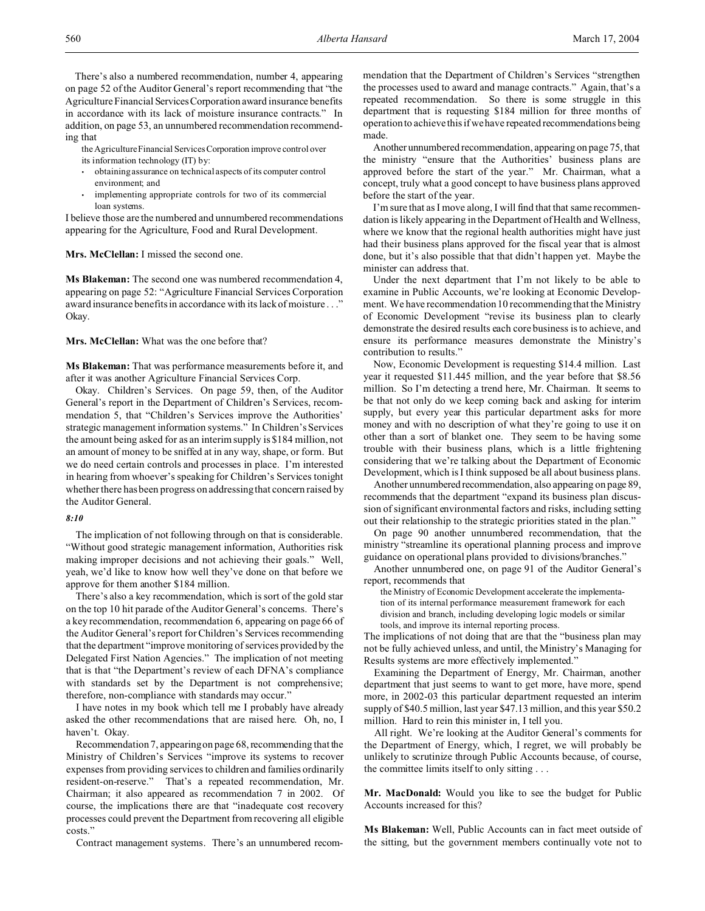There's also a numbered recommendation, number 4, appearing on page 52 of the Auditor General's report recommending that "the Agriculture Financial Services Corporation award insurance benefits in accordance with its lack of moisture insurance contracts." In addition, on page 53, an unnumbered recommendation recommending that

> the Agriculture Financial Services Corporation improve control over its information technology (IT) by:
> - obtaining assurance on technical aspects of its computer control environment; and
> - implementing appropriate controls for two of its commercial loan systems.

I believe those are the numbered and unnumbered recommendations appearing for the Agriculture, Food and Rural Development.

**Mrs. McClellan:** I missed the second one.

**Ms Blakeman:** The second one was numbered recommendation 4, appearing on page 52: "Agriculture Financial Services Corporation award insurance benefits in accordance with its lack of moisture . . ." Okay.

**Mrs. McClellan:** What was the one before that?

**Ms Blakeman:** That was performance measurements before it, and after it was another Agriculture Financial Services Corp.

Okay. Children's Services. On page 59, then, of the Auditor General's report in the Department of Children's Services, recommendation 5, that "Children's Services improve the Authorities' strategic management information systems." In Children's Services the amount being asked for as an interim supply is $184 million, not an amount of money to be sniffed at in any way, shape, or form. But we do need certain controls and processes in place. I'm interested in hearing from whoever's speaking for Children's Services tonight whether there has been progress on addressing that concern raised by the Auditor General.

*8:10*

The implication of not following through on that is considerable. "Without good strategic management information, Authorities risk making improper decisions and not achieving their goals." Well, yeah, we'd like to know how well they've done on that before we approve for them another $184 million.

There's also a key recommendation, which is sort of the gold star on the top 10 hit parade of the Auditor General's concerns. There's a key recommendation, recommendation 6, appearing on page 66 of the Auditor General's report for Children's Services recommending that the department "improve monitoring of services provided by the Delegated First Nation Agencies." The implication of not meeting that is that "the Department's review of each DFNA's compliance with standards set by the Department is not comprehensive; therefore, non-compliance with standards may occur."

I have notes in my book which tell me I probably have already asked the other recommendations that are raised here. Oh, no, I haven't. Okay.

Recommendation 7, appearing on page 68, recommending that the Ministry of Children's Services "improve its systems to recover expenses from providing services to children and families ordinarily resident-on-reserve." That's a repeated recommendation, Mr. Chairman; it also appeared as recommendation 7 in 2002. Of course, the implications there are that "inadequate cost recovery processes could prevent the Department from recovering all eligible costs."

Contract management systems. There's an unnumbered recommendation that the Department of Children's Services "strengthen the processes used to award and manage contracts." Again, that's a repeated recommendation. So there is some struggle in this department that is requesting $184 million for three months of operation to achieve this if we have repeated recommendations being made.

Another unnumbered recommendation, appearing on page 75, that the ministry "ensure that the Authorities' business plans are approved before the start of the year." Mr. Chairman, what a concept, truly what a good concept to have business plans approved before the start of the year.

I'm sure that as I move along, I will find that that same recommendation is likely appearing in the Department of Health and Wellness, where we know that the regional health authorities might have just had their business plans approved for the fiscal year that is almost done, but it's also possible that that didn't happen yet. Maybe the minister can address that.

Under the next department that I'm not likely to be able to examine in Public Accounts, we're looking at Economic Development. We have recommendation 10 recommending that the Ministry of Economic Development "revise its business plan to clearly demonstrate the desired results each core business is to achieve, and ensure its performance measures demonstrate the Ministry's contribution to results."

Now, Economic Development is requesting $14.4 million. Last year it requested $11.445 million, and the year before that $8.56 million. So I'm detecting a trend here, Mr. Chairman. It seems to be that not only do we keep coming back and asking for interim supply, but every year this particular department asks for more money and with no description of what they're going to use it on other than a sort of blanket one. They seem to be having some trouble with their business plans, which is a little frightening considering that we're talking about the Department of Economic Development, which is I think supposed be all about business plans.

Another unnumbered recommendation, also appearing on page 89, recommends that the department "expand its business plan discussion of significant environmental factors and risks, including setting out their relationship to the strategic priorities stated in the plan."

On page 90 another unnumbered recommendation, that the ministry "streamline its operational planning process and improve guidance on operational plans provided to divisions/branches."

Another unnumbered one, on page 91 of the Auditor General's report, recommends that

> the Ministry of Economic Development accelerate the implementation of its internal performance measurement framework for each division and branch, including developing logic models or similar tools, and improve its internal reporting process.

The implications of not doing that are that the "business plan may not be fully achieved unless, and until, the Ministry's Managing for Results systems are more effectively implemented."

Examining the Department of Energy, Mr. Chairman, another department that just seems to want to get more, have more, spend more, in 2002-03 this particular department requested an interim supply of $40.5 million, last year $47.13 million, and this year $50.2 million. Hard to rein this minister in, I tell you.

All right. We're looking at the Auditor General's comments for the Department of Energy, which, I regret, we will probably be unlikely to scrutinize through Public Accounts because, of course, the committee limits itself to only sitting . . .

**Mr. MacDonald:** Would you like to see the budget for Public Accounts increased for this?

**Ms Blakeman:** Well, Public Accounts can in fact meet outside of the sitting, but the government members continually vote not to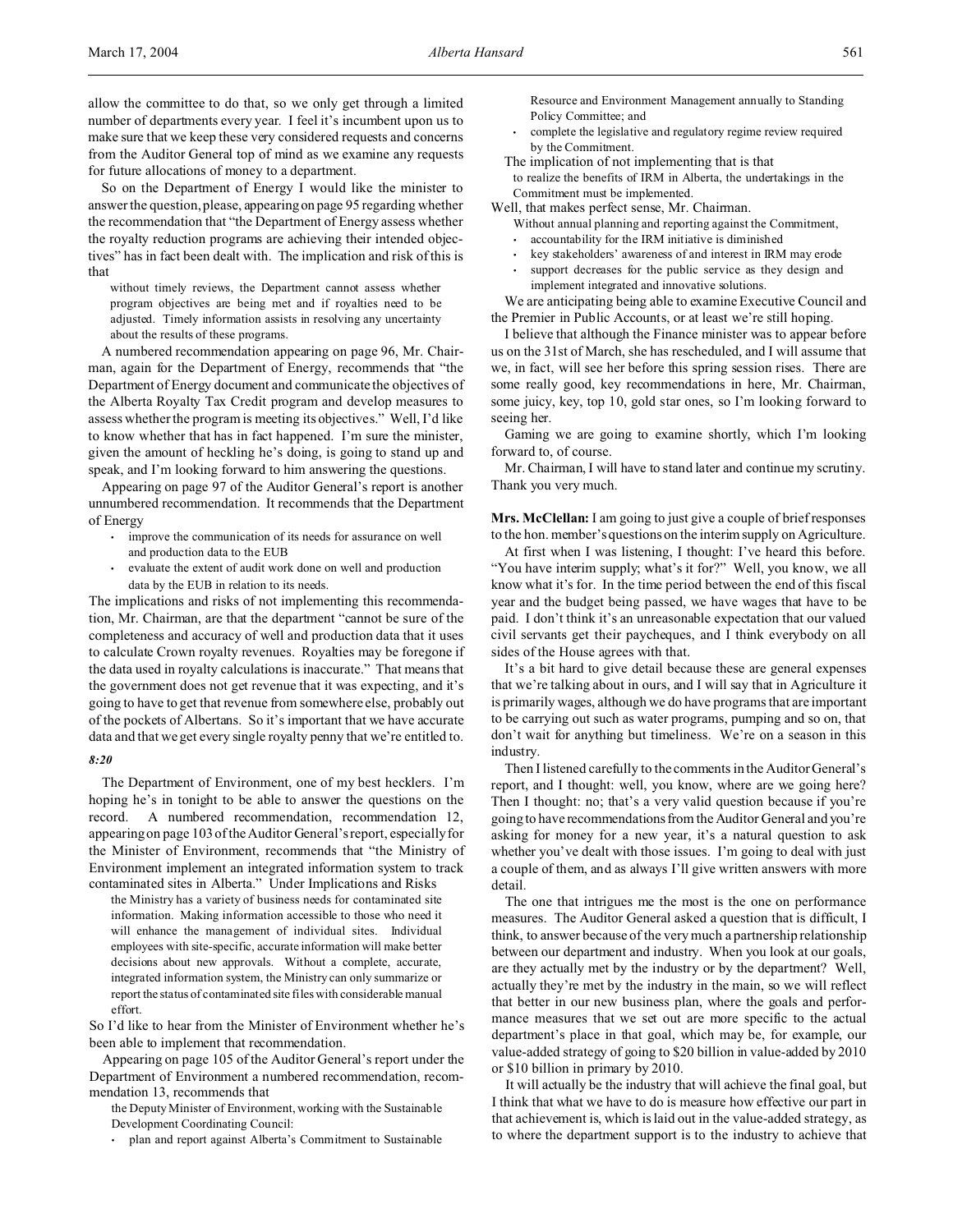allow the committee to do that, so we only get through a limited number of departments every year. I feel it's incumbent upon us to make sure that we keep these very considered requests and concerns from the Auditor General top of mind as we examine any requests for future allocations of money to a department.

So on the Department of Energy I would like the minister to answer the question, please, appearing on page 95 regarding whether the recommendation that "the Department of Energy assess whether the royalty reduction programs are achieving their intended objectives" has in fact been dealt with. The implication and risk of this is that

> without timely reviews, the Department cannot assess whether program objectives are being met and if royalties need to be adjusted. Timely information assists in resolving any uncertainty about the results of these programs.

A numbered recommendation appearing on page 96, Mr. Chairman, again for the Department of Energy, recommends that "the Department of Energy document and communicate the objectives of the Alberta Royalty Tax Credit program and develop measures to assess whether the program is meeting its objectives." Well, I'd like to know whether that has in fact happened. I'm sure the minister, given the amount of heckling he's doing, is going to stand up and speak, and I'm looking forward to him answering the questions.

Appearing on page 97 of the Auditor General's report is another unnumbered recommendation. It recommends that the Department of Energy

- improve the communication of its needs for assurance on well and production data to the EUB
- evaluate the extent of audit work done on well and production data by the EUB in relation to its needs.

The implications and risks of not implementing this recommendation, Mr. Chairman, are that the department "cannot be sure of the completeness and accuracy of well and production data that it uses to calculate Crown royalty revenues. Royalties may be foregone if the data used in royalty calculations is inaccurate." That means that the government does not get revenue that it was expecting, and it's going to have to get that revenue from somewhere else, probably out of the pockets of Albertans. So it's important that we have accurate data and that we get every single royalty penny that we're entitled to.

*8:20*

The Department of Environment, one of my best hecklers. I'm hoping he's in tonight to be able to answer the questions on the record. A numbered recommendation, recommendation 12, appearing on page 103 of the Auditor General's report, especially for the Minister of Environment, recommends that "the Ministry of Environment implement an integrated information system to track contaminated sites in Alberta." Under Implications and Risks

> the Ministry has a variety of business needs for contaminated site information. Making information accessible to those who need it will enhance the management of individual sites. Individual employees with site-specific, accurate information will make better decisions about new approvals. Without a complete, accurate, integrated information system, the Ministry can only summarize or report the status of contaminated site files with considerable manual effort.

So I'd like to hear from the Minister of Environment whether he's been able to implement that recommendation.

Appearing on page 105 of the Auditor General's report under the Department of Environment a numbered recommendation, recommendation 13, recommends that

> the Deputy Minister of Environment, working with the Sustainable Development Coordinating Council:
>
> - plan and report against Alberta's Commitment to Sustainable Resource and Environment Management annually to Standing Policy Committee; and
> - complete the legislative and regulatory regime review required by the Commitment.

The implication of not implementing that is that

> to realize the benefits of IRM in Alberta, the undertakings in the Commitment must be implemented.

Well, that makes perfect sense, Mr. Chairman.

> Without annual planning and reporting against the Commitment,
>
> - accountability for the IRM initiative is diminished
> - key stakeholders' awareness of and interest in IRM may erode
> - support decreases for the public service as they design and implement integrated and innovative solutions.

We are anticipating being able to examine Executive Council and the Premier in Public Accounts, or at least we're still hoping.

I believe that although the Finance minister was to appear before us on the 31st of March, she has rescheduled, and I will assume that we, in fact, will see her before this spring session rises. There are some really good, key recommendations in here, Mr. Chairman, some juicy, key, top 10, gold star ones, so I'm looking forward to seeing her.

Gaming we are going to examine shortly, which I'm looking forward to, of course.

Mr. Chairman, I will have to stand later and continue my scrutiny. Thank you very much.

**Mrs. McClellan:** I am going to just give a couple of brief responses to the hon. member's questions on the interim supply on Agriculture.

At first when I was listening, I thought: I've heard this before. "You have interim supply; what's it for?" Well, you know, we all know what it's for. In the time period between the end of this fiscal year and the budget being passed, we have wages that have to be paid. I don't think it's an unreasonable expectation that our valued civil servants get their paycheques, and I think everybody on all sides of the House agrees with that.

It's a bit hard to give detail because these are general expenses that we're talking about in ours, and I will say that in Agriculture it is primarily wages, although we do have programs that are important to be carrying out such as water programs, pumping and so on, that don't wait for anything but timeliness. We're on a season in this industry.

Then I listened carefully to the comments in the Auditor General's report, and I thought: well, you know, where are we going here? Then I thought: no; that's a very valid question because if you're going to have recommendations from the Auditor General and you're asking for money for a new year, it's a natural question to ask whether you've dealt with those issues. I'm going to deal with just a couple of them, and as always I'll give written answers with more detail.

The one that intrigues me the most is the one on performance measures. The Auditor General asked a question that is difficult, I think, to answer because of the very much a partnership relationship between our department and industry. When you look at our goals, are they actually met by the industry or by the department? Well, actually they're met by the industry in the main, so we will reflect that better in our new business plan, where the goals and performance measures that we set out are more specific to the actual department's place in that goal, which may be, for example, our value-added strategy of going to $20 billion in value-added by 2010 or $10 billion in primary by 2010.

It will actually be the industry that will achieve the final goal, but I think that what we have to do is measure how effective our part in that achievement is, which is laid out in the value-added strategy, as to where the department support is to the industry to achieve that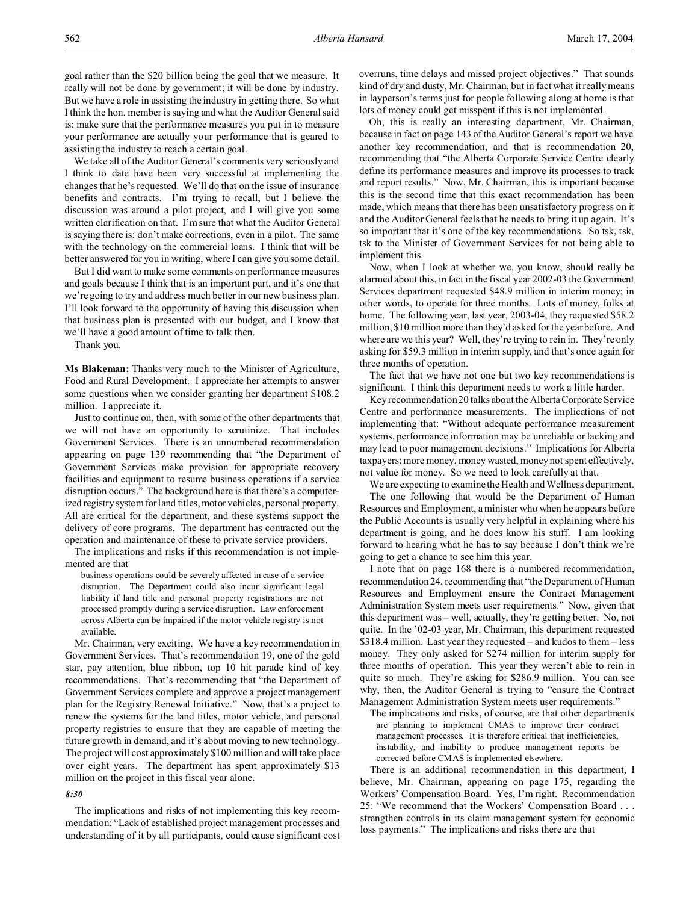goal rather than the $20 billion being the goal that we measure. It really will not be done by government; it will be done by industry. But we have a role in assisting the industry in getting there. So what I think the hon. member is saying and what the Auditor General said is: make sure that the performance measures you put in to measure your performance are actually your performance that is geared to assisting the industry to reach a certain goal.

We take all of the Auditor General's comments very seriously and I think to date have been very successful at implementing the changes that he's requested. We'll do that on the issue of insurance benefits and contracts. I'm trying to recall, but I believe the discussion was around a pilot project, and I will give you some written clarification on that. I'm sure that what the Auditor General is saying there is: don't make corrections, even in a pilot. The same with the technology on the commercial loans. I think that will be better answered for you in writing, where I can give you some detail.

But I did want to make some comments on performance measures and goals because I think that is an important part, and it's one that we're going to try and address much better in our new business plan. I'll look forward to the opportunity of having this discussion when that business plan is presented with our budget, and I know that we'll have a good amount of time to talk then.

Thank you.

**Ms Blakeman:** Thanks very much to the Minister of Agriculture, Food and Rural Development. I appreciate her attempts to answer some questions when we consider granting her department $108.2 million. I appreciate it.

Just to continue on, then, with some of the other departments that we will not have an opportunity to scrutinize. That includes Government Services. There is an unnumbered recommendation appearing on page 139 recommending that "the Department of Government Services make provision for appropriate recovery facilities and equipment to resume business operations if a service disruption occurs." The background here is that there's a computerized registry system for land titles, motor vehicles, personal property. All are critical for the department, and these systems support the delivery of core programs. The department has contracted out the operation and maintenance of these to private service providers.

The implications and risks if this recommendation is not implemented are that

> business operations could be severely affected in case of a service disruption. The Department could also incur significant legal liability if land title and personal property registrations are not processed promptly during a service disruption. Law enforcement across Alberta can be impaired if the motor vehicle registry is not available.

Mr. Chairman, very exciting. We have a key recommendation in Government Services. That's recommendation 19, one of the gold star, pay attention, blue ribbon, top 10 hit parade kind of key recommendations. That's recommending that "the Department of Government Services complete and approve a project management plan for the Registry Renewal Initiative." Now, that's a project to renew the systems for the land titles, motor vehicle, and personal property registries to ensure that they are capable of meeting the future growth in demand, and it's about moving to new technology. The project will cost approximately $100 million and will take place over eight years. The department has spent approximately $13 million on the project in this fiscal year alone.

*8:30*

The implications and risks of not implementing this key recommendation: "Lack of established project management processes and understanding of it by all participants, could cause significant cost overruns, time delays and missed project objectives." That sounds kind of dry and dusty, Mr. Chairman, but in fact what it really means in layperson's terms just for people following along at home is that lots of money could get misspent if this is not implemented.

Oh, this is really an interesting department, Mr. Chairman, because in fact on page 143 of the Auditor General's report we have another key recommendation, and that is recommendation 20, recommending that "the Alberta Corporate Service Centre clearly define its performance measures and improve its processes to track and report results." Now, Mr. Chairman, this is important because this is the second time that this exact recommendation has been made, which means that there has been unsatisfactory progress on it and the Auditor General feels that he needs to bring it up again. It's so important that it's one of the key recommendations. So tsk, tsk, tsk to the Minister of Government Services for not being able to implement this.

Now, when I look at whether we, you know, should really be alarmed about this, in fact in the fiscal year 2002-03 the Government Services department requested $48.9 million in interim money; in other words, to operate for three months. Lots of money, folks at home. The following year, last year, 2003-04, they requested $58.2 million, $10 million more than they'd asked for the year before. And where are we this year? Well, they're trying to rein in. They're only asking for $59.3 million in interim supply, and that's once again for three months of operation.

The fact that we have not one but two key recommendations is significant. I think this department needs to work a little harder.

Key recommendation 20 talks about the Alberta Corporate Service Centre and performance measurements. The implications of not implementing that: "Without adequate performance measurement systems, performance information may be unreliable or lacking and may lead to poor management decisions." Implications for Alberta taxpayers: more money, money wasted, money not spent effectively, not value for money. So we need to look carefully at that.

We are expecting to examine the Health and Wellness department.

The one following that would be the Department of Human Resources and Employment, a minister who when he appears before the Public Accounts is usually very helpful in explaining where his department is going, and he does know his stuff. I am looking forward to hearing what he has to say because I don't think we're going to get a chance to see him this year.

I note that on page 168 there is a numbered recommendation, recommendation 24, recommending that "the Department of Human Resources and Employment ensure the Contract Management Administration System meets user requirements." Now, given that this department was – well, actually, they're getting better. No, not quite. In the '02-03 year, Mr. Chairman, this department requested $318.4 million. Last year they requested – and kudos to them – less money. They only asked for $274 million for interim supply for three months of operation. This year they weren't able to rein in quite so much. They're asking for $286.9 million. You can see why, then, the Auditor General is trying to "ensure the Contract Management Administration System meets user requirements."

The implications and risks, of course, are that other departments

> are planning to implement CMAS to improve their contract management processes. It is therefore critical that inefficiencies, instability, and inability to produce management reports be corrected before CMAS is implemented elsewhere.

There is an additional recommendation in this department, I believe, Mr. Chairman, appearing on page 175, regarding the Workers' Compensation Board. Yes, I'm right. Recommendation 25: "We recommend that the Workers' Compensation Board . . . strengthen controls in its claim management system for economic loss payments." The implications and risks there are that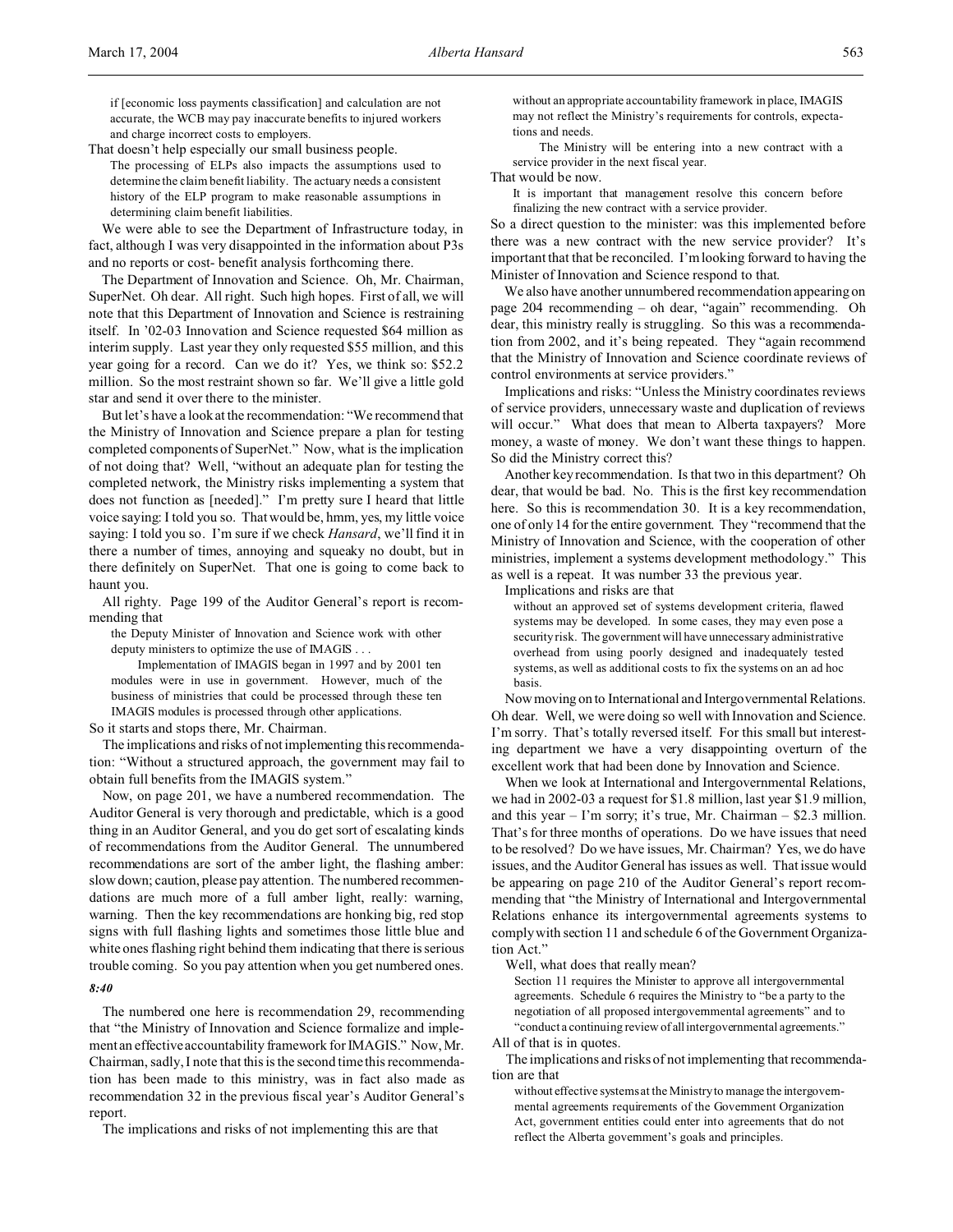> if [economic loss payments classification] and calculation are not accurate, the WCB may pay inaccurate benefits to injured workers and charge incorrect costs to employers.

That doesn't help especially our small business people.

> The processing of ELPs also impacts the assumptions used to determine the claim benefit liability. The actuary needs a consistent history of the ELP program to make reasonable assumptions in determining claim benefit liabilities.

We were able to see the Department of Infrastructure today, in fact, although I was very disappointed in the information about P3s and no reports or cost- benefit analysis forthcoming there.

The Department of Innovation and Science. Oh, Mr. Chairman, SuperNet. Oh dear. All right. Such high hopes. First of all, we will note that this Department of Innovation and Science is restraining itself. In '02-03 Innovation and Science requested $64 million as interim supply. Last year they only requested $55 million, and this year going for a record. Can we do it? Yes, we think so: $52.2 million. So the most restraint shown so far. We'll give a little gold star and send it over there to the minister.

But let's have a look at the recommendation: "We recommend that the Ministry of Innovation and Science prepare a plan for testing completed components of SuperNet." Now, what is the implication of not doing that? Well, "without an adequate plan for testing the completed network, the Ministry risks implementing a system that does not function as [needed]." I'm pretty sure I heard that little voice saying: I told you so. That would be, hmm, yes, my little voice saying: I told you so. I'm sure if we check *Hansard*, we'll find it in there a number of times, annoying and squeaky no doubt, but in there definitely on SuperNet. That one is going to come back to haunt you.

All righty. Page 199 of the Auditor General's report is recommending that

> the Deputy Minister of Innovation and Science work with other deputy ministers to optimize the use of IMAGIS . . .
>
> Implementation of IMAGIS began in 1997 and by 2001 ten modules were in use in government. However, much of the business of ministries that could be processed through these ten IMAGIS modules is processed through other applications.

So it starts and stops there, Mr. Chairman.

The implications and risks of not implementing this recommendation: "Without a structured approach, the government may fail to obtain full benefits from the IMAGIS system."

Now, on page 201, we have a numbered recommendation. The Auditor General is very thorough and predictable, which is a good thing in an Auditor General, and you do get sort of escalating kinds of recommendations from the Auditor General. The unnumbered recommendations are sort of the amber light, the flashing amber: slow down; caution, please pay attention. The numbered recommendations are much more of a full amber light, really: warning, warning. Then the key recommendations are honking big, red stop signs with full flashing lights and sometimes those little blue and white ones flashing right behind them indicating that there is serious trouble coming. So you pay attention when you get numbered ones.

*8:40*

The numbered one here is recommendation 29, recommending that "the Ministry of Innovation and Science formalize and implement an effective accountability framework for IMAGIS." Now, Mr. Chairman, sadly, I note that this is the second time this recommendation has been made to this ministry, was in fact also made as recommendation 32 in the previous fiscal year's Auditor General's report.

The implications and risks of not implementing this are that

> without an appropriate accountability framework in place, IMAGIS may not reflect the Ministry's requirements for controls, expectations and needs.
>
> The Ministry will be entering into a new contract with a service provider in the next fiscal year.

That would be now.

> It is important that management resolve this concern before finalizing the new contract with a service provider.

So a direct question to the minister: was this implemented before there was a new contract with the new service provider? It's important that that be reconciled. I'm looking forward to having the Minister of Innovation and Science respond to that.

We also have another unnumbered recommendation appearing on page 204 recommending – oh dear, "again" recommending. Oh dear, this ministry really is struggling. So this was a recommendation from 2002, and it's being repeated. They "again recommend that the Ministry of Innovation and Science coordinate reviews of control environments at service providers."

Implications and risks: "Unless the Ministry coordinates reviews of service providers, unnecessary waste and duplication of reviews will occur." What does that mean to Alberta taxpayers? More money, a waste of money. We don't want these things to happen. So did the Ministry correct this?

Another key recommendation. Is that two in this department? Oh dear, that would be bad. No. This is the first key recommendation here. So this is recommendation 30. It is a key recommendation, one of only 14 for the entire government. They "recommend that the Ministry of Innovation and Science, with the cooperation of other ministries, implement a systems development methodology." This as well is a repeat. It was number 33 the previous year.

Implications and risks are that

> without an approved set of systems development criteria, flawed systems may be developed. In some cases, they may even pose a security risk. The government will have unnecessary administrative overhead from using poorly designed and inadequately tested systems, as well as additional costs to fix the systems on an ad hoc basis.

Now moving on to International and Intergovernmental Relations. Oh dear. Well, we were doing so well with Innovation and Science. I'm sorry. That's totally reversed itself. For this small but interesting department we have a very disappointing overturn of the excellent work that had been done by Innovation and Science.

When we look at International and Intergovernmental Relations, we had in 2002-03 a request for $1.8 million, last year $1.9 million, and this year – I'm sorry; it's true, Mr. Chairman – $2.3 million. That's for three months of operations. Do we have issues that need to be resolved? Do we have issues, Mr. Chairman? Yes, we do have issues, and the Auditor General has issues as well. That issue would be appearing on page 210 of the Auditor General's report recommending that "the Ministry of International and Intergovernmental Relations enhance its intergovernmental agreements systems to comply with section 11 and schedule 6 of the Government Organization Act."

Well, what does that really mean?

> Section 11 requires the Minister to approve all intergovernmental agreements. Schedule 6 requires the Ministry to "be a party to the negotiation of all proposed intergovernmental agreements" and to "conduct a continuing review of all intergovernmental agreements."

All of that is in quotes.

The implications and risks of not implementing that recommendation are that

> without effective systems at the Ministry to manage the intergovernmental agreements requirements of the Government Organization Act, government entities could enter into agreements that do not reflect the Alberta government's goals and principles.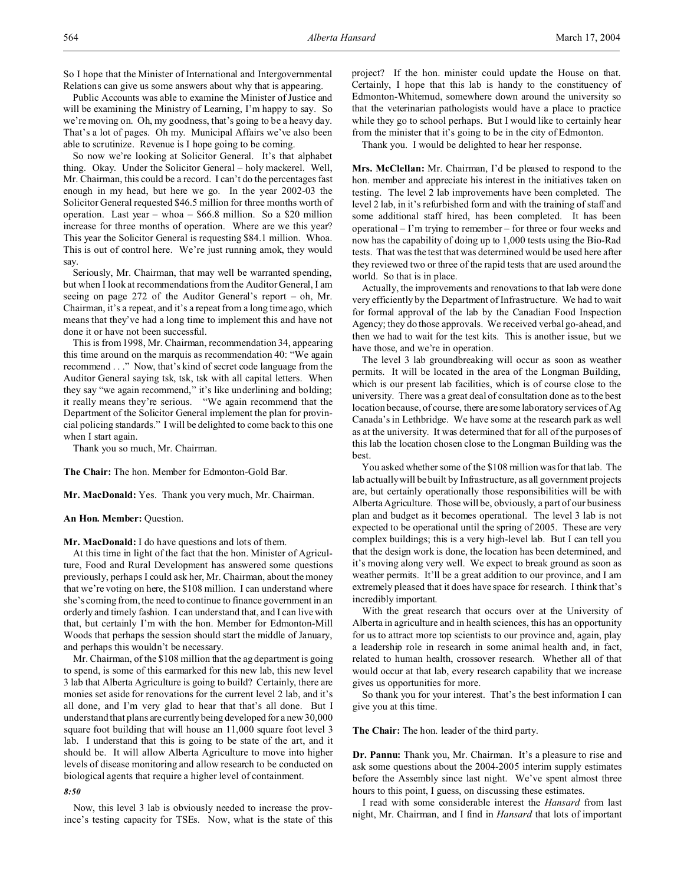So I hope that the Minister of International and Intergovernmental Relations can give us some answers about why that is appearing.

Public Accounts was able to examine the Minister of Justice and will be examining the Ministry of Learning, I'm happy to say. So we're moving on. Oh, my goodness, that's going to be a heavy day. That's a lot of pages. Oh my. Municipal Affairs we've also been able to scrutinize. Revenue is I hope going to be coming.

So now we're looking at Solicitor General. It's that alphabet thing. Okay. Under the Solicitor General – holy mackerel. Well, Mr. Chairman, this could be a record. I can't do the percentages fast enough in my head, but here we go. In the year 2002-03 the Solicitor General requested $46.5 million for three months worth of operation. Last year – whoa – $66.8 million. So a $20 million increase for three months of operation. Where are we this year? This year the Solicitor General is requesting $84.1 million. Whoa. This is out of control here. We're just running amok, they would say.

Seriously, Mr. Chairman, that may well be warranted spending, but when I look at recommendations from the Auditor General, I am seeing on page 272 of the Auditor General's report – oh, Mr. Chairman, it's a repeat, and it's a repeat from a long time ago, which means that they've had a long time to implement this and have not done it or have not been successful.

This is from 1998, Mr. Chairman, recommendation 34, appearing this time around on the marquis as recommendation 40: "We again recommend . . ." Now, that's kind of secret code language from the Auditor General saying tsk, tsk, tsk with all capital letters. When they say "we again recommend," it's like underlining and bolding; it really means they're serious. "We again recommend that the Department of the Solicitor General implement the plan for provincial policing standards." I will be delighted to come back to this one when I start again.

Thank you so much, Mr. Chairman.

**The Chair:** The hon. Member for Edmonton-Gold Bar.

**Mr. MacDonald:** Yes. Thank you very much, Mr. Chairman.

**An Hon. Member:** Question.

**Mr. MacDonald:** I do have questions and lots of them.

At this time in light of the fact that the hon. Minister of Agriculture, Food and Rural Development has answered some questions previously, perhaps I could ask her, Mr. Chairman, about the money that we're voting on here, the $108 million. I can understand where she's coming from, the need to continue to finance government in an orderly and timely fashion. I can understand that, and I can live with that, but certainly I'm with the hon. Member for Edmonton-Mill Woods that perhaps the session should start the middle of January, and perhaps this wouldn't be necessary.

Mr. Chairman, of the $108 million that the ag department is going to spend, is some of this earmarked for this new lab, this new level 3 lab that Alberta Agriculture is going to build? Certainly, there are monies set aside for renovations for the current level 2 lab, and it's all done, and I'm very glad to hear that that's all done. But I understand that plans are currently being developed for a new 30,000 square foot building that will house an 11,000 square foot level 3 lab. I understand that this is going to be state of the art, and it should be. It will allow Alberta Agriculture to move into higher levels of disease monitoring and allow research to be conducted on biological agents that require a higher level of containment.

*8:50*

Now, this level 3 lab is obviously needed to increase the province's testing capacity for TSEs. Now, what is the state of this project? If the hon. minister could update the House on that. Certainly, I hope that this lab is handy to the constituency of Edmonton-Whitemud, somewhere down around the university so that the veterinarian pathologists would have a place to practice while they go to school perhaps. But I would like to certainly hear from the minister that it's going to be in the city of Edmonton.

Thank you. I would be delighted to hear her response.

**Mrs. McClellan:** Mr. Chairman, I'd be pleased to respond to the hon. member and appreciate his interest in the initiatives taken on testing. The level 2 lab improvements have been completed. The level 2 lab, in it's refurbished form and with the training of staff and some additional staff hired, has been completed. It has been operational – I'm trying to remember – for three or four weeks and now has the capability of doing up to 1,000 tests using the Bio-Rad tests. That was the test that was determined would be used here after they reviewed two or three of the rapid tests that are used around the world. So that is in place.

Actually, the improvements and renovations to that lab were done very efficiently by the Department of Infrastructure. We had to wait for formal approval of the lab by the Canadian Food Inspection Agency; they do those approvals. We received verbal go-ahead, and then we had to wait for the test kits. This is another issue, but we have those, and we're in operation.

The level 3 lab groundbreaking will occur as soon as weather permits. It will be located in the area of the Longman Building, which is our present lab facilities, which is of course close to the university. There was a great deal of consultation done as to the best location because, of course, there are some laboratory services of Ag Canada's in Lethbridge. We have some at the research park as well as at the university. It was determined that for all of the purposes of this lab the location chosen close to the Longman Building was the best.

You asked whether some of the $108 million was for that lab. The lab actually will be built by Infrastructure, as all government projects are, but certainly operationally those responsibilities will be with Alberta Agriculture. Those will be, obviously, a part of our business plan and budget as it becomes operational. The level 3 lab is not expected to be operational until the spring of 2005. These are very complex buildings; this is a very high-level lab. But I can tell you that the design work is done, the location has been determined, and it's moving along very well. We expect to break ground as soon as weather permits. It'll be a great addition to our province, and I am extremely pleased that it does have space for research. I think that's incredibly important.

With the great research that occurs over at the University of Alberta in agriculture and in health sciences, this has an opportunity for us to attract more top scientists to our province and, again, play a leadership role in research in some animal health and, in fact, related to human health, crossover research. Whether all of that would occur at that lab, every research capability that we increase gives us opportunities for more.

So thank you for your interest. That's the best information I can give you at this time.

**The Chair:** The hon. leader of the third party.

**Dr. Pannu:** Thank you, Mr. Chairman. It's a pleasure to rise and ask some questions about the 2004-2005 interim supply estimates before the Assembly since last night. We've spent almost three hours to this point, I guess, on discussing these estimates.

I read with some considerable interest the *Hansard* from last night, Mr. Chairman, and I find in *Hansard* that lots of important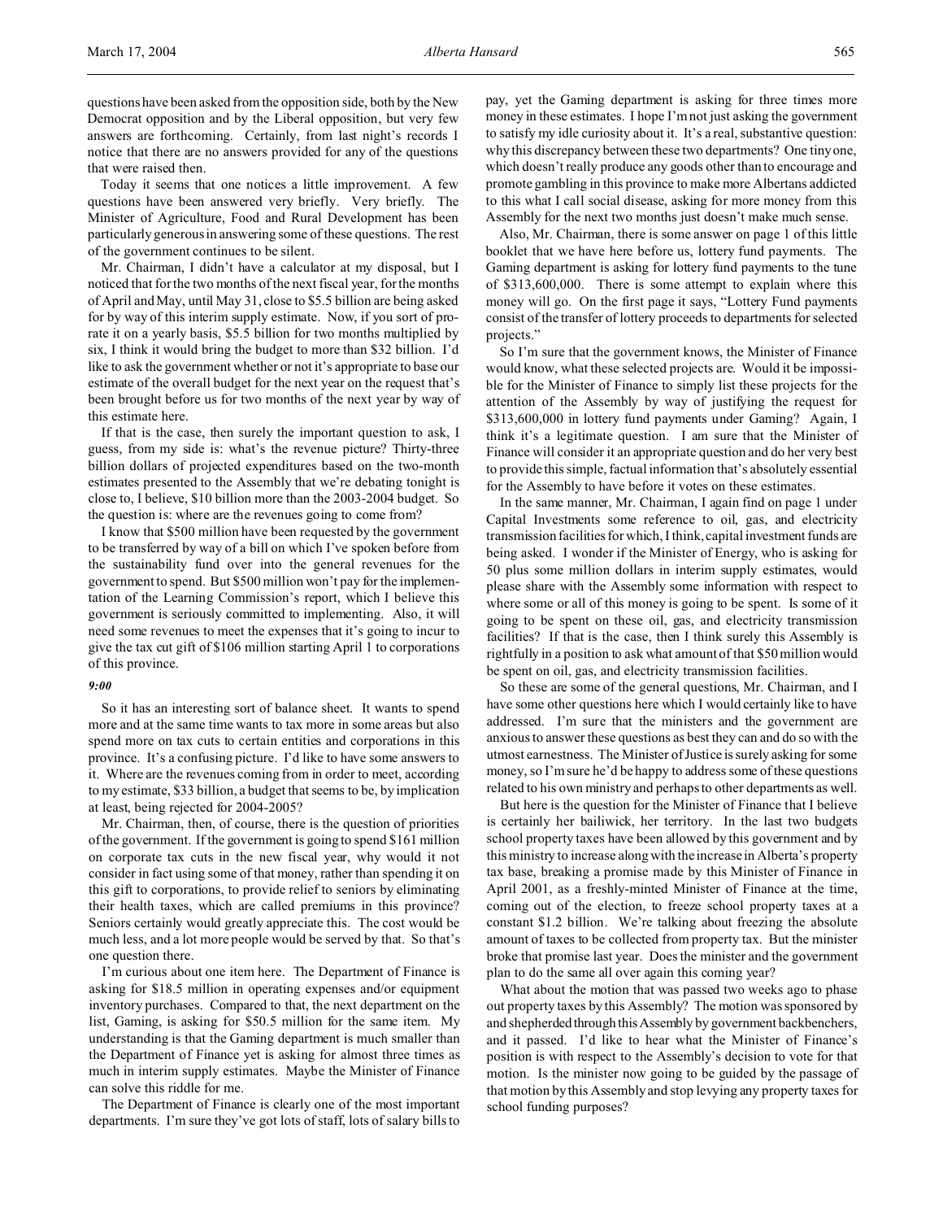questions have been asked from the opposition side, both by the New Democrat opposition and by the Liberal opposition, but very few answers are forthcoming. Certainly, from last night's records I notice that there are no answers provided for any of the questions that were raised then.

Today it seems that one notices a little improvement. A few questions have been answered very briefly. Very briefly. The Minister of Agriculture, Food and Rural Development has been particularly generous in answering some of these questions. The rest of the government continues to be silent.

Mr. Chairman, I didn't have a calculator at my disposal, but I noticed that for the two months of the next fiscal year, for the months of April and May, until May 31, close to $5.5 billion are being asked for by way of this interim supply estimate. Now, if you sort of pro-rate it on a yearly basis, $5.5 billion for two months multiplied by six, I think it would bring the budget to more than $32 billion. I'd like to ask the government whether or not it's appropriate to base our estimate of the overall budget for the next year on the request that's been brought before us for two months of the next year by way of this estimate here.

If that is the case, then surely the important question to ask, I guess, from my side is: what's the revenue picture? Thirty-three billion dollars of projected expenditures based on the two-month estimates presented to the Assembly that we're debating tonight is close to, I believe, $10 billion more than the 2003-2004 budget. So the question is: where are the revenues going to come from?

I know that $500 million have been requested by the government to be transferred by way of a bill on which I've spoken before from the sustainability fund over into the general revenues for the government to spend. But $500 million won't pay for the implementation of the Learning Commission's report, which I believe this government is seriously committed to implementing. Also, it will need some revenues to meet the expenses that it's going to incur to give the tax cut gift of $106 million starting April 1 to corporations of this province.

*9:00*

So it has an interesting sort of balance sheet. It wants to spend more and at the same time wants to tax more in some areas but also spend more on tax cuts to certain entities and corporations in this province. It's a confusing picture. I'd like to have some answers to it. Where are the revenues coming from in order to meet, according to my estimate, $33 billion, a budget that seems to be, by implication at least, being rejected for 2004-2005?

Mr. Chairman, then, of course, there is the question of priorities of the government. If the government is going to spend $161 million on corporate tax cuts in the new fiscal year, why would it not consider in fact using some of that money, rather than spending it on this gift to corporations, to provide relief to seniors by eliminating their health taxes, which are called premiums in this province? Seniors certainly would greatly appreciate this. The cost would be much less, and a lot more people would be served by that. So that's one question there.

I'm curious about one item here. The Department of Finance is asking for $18.5 million in operating expenses and/or equipment inventory purchases. Compared to that, the next department on the list, Gaming, is asking for $50.5 million for the same item. My understanding is that the Gaming department is much smaller than the Department of Finance yet is asking for almost three times as much in interim supply estimates. Maybe the Minister of Finance can solve this riddle for me.

The Department of Finance is clearly one of the most important departments. I'm sure they've got lots of staff, lots of salary bills to pay, yet the Gaming department is asking for three times more money in these estimates. I hope I'm not just asking the government to satisfy my idle curiosity about it. It's a real, substantive question: why this discrepancy between these two departments? One tiny one, which doesn't really produce any goods other than to encourage and promote gambling in this province to make more Albertans addicted to this what I call social disease, asking for more money from this Assembly for the next two months just doesn't make much sense.

Also, Mr. Chairman, there is some answer on page 1 of this little booklet that we have here before us, lottery fund payments. The Gaming department is asking for lottery fund payments to the tune of $313,600,000. There is some attempt to explain where this money will go. On the first page it says, "Lottery Fund payments consist of the transfer of lottery proceeds to departments for selected projects."

So I'm sure that the government knows, the Minister of Finance would know, what these selected projects are. Would it be impossible for the Minister of Finance to simply list these projects for the attention of the Assembly by way of justifying the request for $313,600,000 in lottery fund payments under Gaming? Again, I think it's a legitimate question. I am sure that the Minister of Finance will consider it an appropriate question and do her very best to provide this simple, factual information that's absolutely essential for the Assembly to have before it votes on these estimates.

In the same manner, Mr. Chairman, I again find on page 1 under Capital Investments some reference to oil, gas, and electricity transmission facilities for which, I think, capital investment funds are being asked. I wonder if the Minister of Energy, who is asking for 50 plus some million dollars in interim supply estimates, would please share with the Assembly some information with respect to where some or all of this money is going to be spent. Is some of it going to be spent on these oil, gas, and electricity transmission facilities? If that is the case, then I think surely this Assembly is rightfully in a position to ask what amount of that $50 million would be spent on oil, gas, and electricity transmission facilities.

So these are some of the general questions, Mr. Chairman, and I have some other questions here which I would certainly like to have addressed. I'm sure that the ministers and the government are anxious to answer these questions as best they can and do so with the utmost earnestness. The Minister of Justice is surely asking for some money, so I'm sure he'd be happy to address some of these questions related to his own ministry and perhaps to other departments as well.

But here is the question for the Minister of Finance that I believe is certainly her bailiwick, her territory. In the last two budgets school property taxes have been allowed by this government and by this ministry to increase along with the increase in Alberta's property tax base, breaking a promise made by this Minister of Finance in April 2001, as a freshly-minted Minister of Finance at the time, coming out of the election, to freeze school property taxes at a constant $1.2 billion. We're talking about freezing the absolute amount of taxes to be collected from property tax. But the minister broke that promise last year. Does the minister and the government plan to do the same all over again this coming year?

What about the motion that was passed two weeks ago to phase out property taxes by this Assembly? The motion was sponsored by and shepherded through this Assembly by government backbenchers, and it passed. I'd like to hear what the Minister of Finance's position is with respect to the Assembly's decision to vote for that motion. Is the minister now going to be guided by the passage of that motion by this Assembly and stop levying any property taxes for school funding purposes?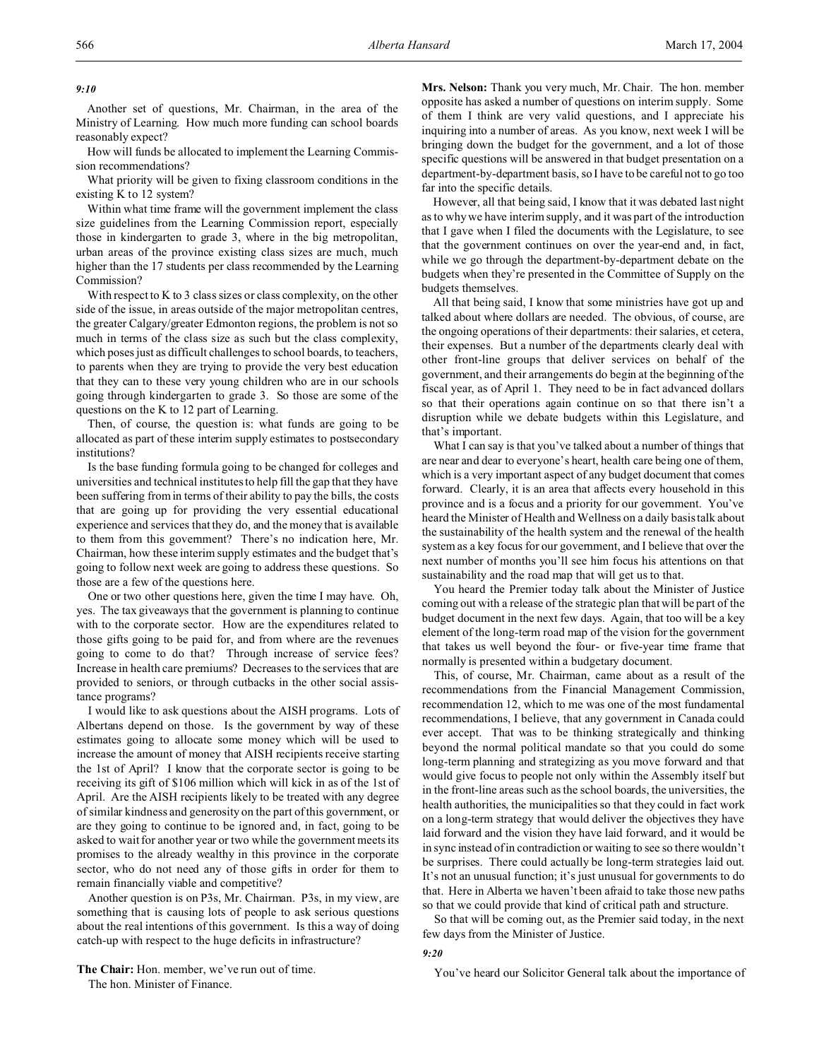*9:10*

Another set of questions, Mr. Chairman, in the area of the Ministry of Learning. How much more funding can school boards reasonably expect?

How will funds be allocated to implement the Learning Commission recommendations?

What priority will be given to fixing classroom conditions in the existing K to 12 system?

Within what time frame will the government implement the class size guidelines from the Learning Commission report, especially those in kindergarten to grade 3, where in the big metropolitan, urban areas of the province existing class sizes are much, much higher than the 17 students per class recommended by the Learning Commission?

With respect to K to 3 class sizes or class complexity, on the other side of the issue, in areas outside of the major metropolitan centres, the greater Calgary/greater Edmonton regions, the problem is not so much in terms of the class size as such but the class complexity, which poses just as difficult challenges to school boards, to teachers, to parents when they are trying to provide the very best education that they can to these very young children who are in our schools going through kindergarten to grade 3. So those are some of the questions on the K to 12 part of Learning.

Then, of course, the question is: what funds are going to be allocated as part of these interim supply estimates to postsecondary institutions?

Is the base funding formula going to be changed for colleges and universities and technical institutes to help fill the gap that they have been suffering from in terms of their ability to pay the bills, the costs that are going up for providing the very essential educational experience and services that they do, and the money that is available to them from this government? There's no indication here, Mr. Chairman, how these interim supply estimates and the budget that's going to follow next week are going to address these questions. So those are a few of the questions here.

One or two other questions here, given the time I may have. Oh, yes. The tax giveaways that the government is planning to continue with to the corporate sector. How are the expenditures related to those gifts going to be paid for, and from where are the revenues going to come to do that? Through increase of service fees? Increase in health care premiums? Decreases to the services that are provided to seniors, or through cutbacks in the other social assistance programs?

I would like to ask questions about the AISH programs. Lots of Albertans depend on those. Is the government by way of these estimates going to allocate some money which will be used to increase the amount of money that AISH recipients receive starting the 1st of April? I know that the corporate sector is going to be receiving its gift of $106 million which will kick in as of the 1st of April. Are the AISH recipients likely to be treated with any degree of similar kindness and generosity on the part of this government, or are they going to continue to be ignored and, in fact, going to be asked to wait for another year or two while the government meets its promises to the already wealthy in this province in the corporate sector, who do not need any of those gifts in order for them to remain financially viable and competitive?

Another question is on P3s, Mr. Chairman. P3s, in my view, are something that is causing lots of people to ask serious questions about the real intentions of this government. Is this a way of doing catch-up with respect to the huge deficits in infrastructure?

**The Chair:** Hon. member, we've run out of time.
The hon. Minister of Finance.

**Mrs. Nelson:** Thank you very much, Mr. Chair. The hon. member opposite has asked a number of questions on interim supply. Some of them I think are very valid questions, and I appreciate his inquiring into a number of areas. As you know, next week I will be bringing down the budget for the government, and a lot of those specific questions will be answered in that budget presentation on a department-by-department basis, so I have to be careful not to go too far into the specific details.

However, all that being said, I know that it was debated last night as to why we have interim supply, and it was part of the introduction that I gave when I filed the documents with the Legislature, to see that the government continues on over the year-end and, in fact, while we go through the department-by-department debate on the budgets when they're presented in the Committee of Supply on the budgets themselves.

All that being said, I know that some ministries have got up and talked about where dollars are needed. The obvious, of course, are the ongoing operations of their departments: their salaries, et cetera, their expenses. But a number of the departments clearly deal with other front-line groups that deliver services on behalf of the government, and their arrangements do begin at the beginning of the fiscal year, as of April 1. They need to be in fact advanced dollars so that their operations again continue on so that there isn't a disruption while we debate budgets within this Legislature, and that's important.

What I can say is that you've talked about a number of things that are near and dear to everyone's heart, health care being one of them, which is a very important aspect of any budget document that comes forward. Clearly, it is an area that affects every household in this province and is a focus and a priority for our government. You've heard the Minister of Health and Wellness on a daily basis talk about the sustainability of the health system and the renewal of the health system as a key focus for our government, and I believe that over the next number of months you'll see him focus his attentions on that sustainability and the road map that will get us to that.

You heard the Premier today talk about the Minister of Justice coming out with a release of the strategic plan that will be part of the budget document in the next few days. Again, that too will be a key element of the long-term road map of the vision for the government that takes us well beyond the four- or five-year time frame that normally is presented within a budgetary document.

This, of course, Mr. Chairman, came about as a result of the recommendations from the Financial Management Commission, recommendation 12, which to me was one of the most fundamental recommendations, I believe, that any government in Canada could ever accept. That was to be thinking strategically and thinking beyond the normal political mandate so that you could do some long-term planning and strategizing as you move forward and that would give focus to people not only within the Assembly itself but in the front-line areas such as the school boards, the universities, the health authorities, the municipalities so that they could in fact work on a long-term strategy that would deliver the objectives they have laid forward and the vision they have laid forward, and it would be in sync instead of in contradiction or waiting to see so there wouldn't be surprises. There could actually be long-term strategies laid out. It's not an unusual function; it's just unusual for governments to do that. Here in Alberta we haven't been afraid to take those new paths so that we could provide that kind of critical path and structure.

So that will be coming out, as the Premier said today, in the next few days from the Minister of Justice.

*9:20*

You've heard our Solicitor General talk about the importance of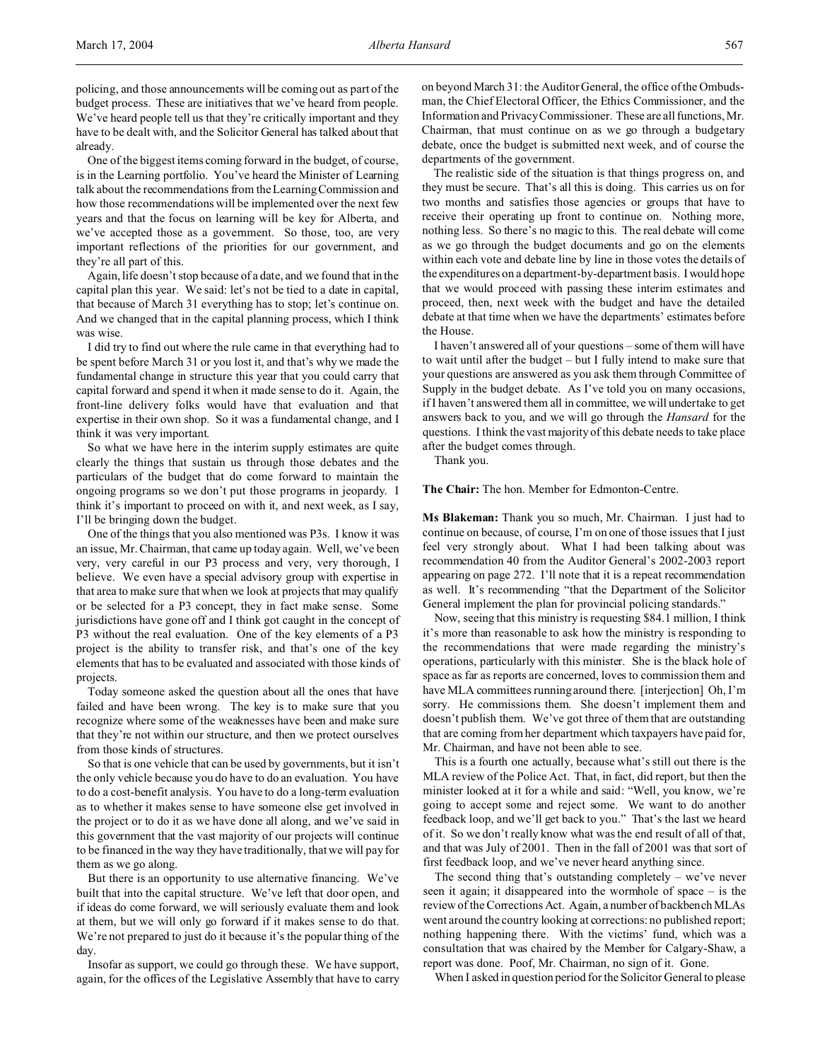policing, and those announcements will be coming out as part of the budget process. These are initiatives that we've heard from people. We've heard people tell us that they're critically important and they have to be dealt with, and the Solicitor General has talked about that already.

One of the biggest items coming forward in the budget, of course, is in the Learning portfolio. You've heard the Minister of Learning talk about the recommendations from the Learning Commission and how those recommendations will be implemented over the next few years and that the focus on learning will be key for Alberta, and we've accepted those as a government. So those, too, are very important reflections of the priorities for our government, and they're all part of this.

Again, life doesn't stop because of a date, and we found that in the capital plan this year. We said: let's not be tied to a date in capital, that because of March 31 everything has to stop; let's continue on. And we changed that in the capital planning process, which I think was wise.

I did try to find out where the rule came in that everything had to be spent before March 31 or you lost it, and that's why we made the fundamental change in structure this year that you could carry that capital forward and spend it when it made sense to do it. Again, the front-line delivery folks would have that evaluation and that expertise in their own shop. So it was a fundamental change, and I think it was very important.

So what we have here in the interim supply estimates are quite clearly the things that sustain us through those debates and the particulars of the budget that do come forward to maintain the ongoing programs so we don't put those programs in jeopardy. I think it's important to proceed on with it, and next week, as I say, I'll be bringing down the budget.

One of the things that you also mentioned was P3s. I know it was an issue, Mr. Chairman, that came up today again. Well, we've been very, very careful in our P3 process and very, very thorough, I believe. We even have a special advisory group with expertise in that area to make sure that when we look at projects that may qualify or be selected for a P3 concept, they in fact make sense. Some jurisdictions have gone off and I think got caught in the concept of P3 without the real evaluation. One of the key elements of a P3 project is the ability to transfer risk, and that's one of the key elements that has to be evaluated and associated with those kinds of projects.

Today someone asked the question about all the ones that have failed and have been wrong. The key is to make sure that you recognize where some of the weaknesses have been and make sure that they're not within our structure, and then we protect ourselves from those kinds of structures.

So that is one vehicle that can be used by governments, but it isn't the only vehicle because you do have to do an evaluation. You have to do a cost-benefit analysis. You have to do a long-term evaluation as to whether it makes sense to have someone else get involved in the project or to do it as we have done all along, and we've said in this government that the vast majority of our projects will continue to be financed in the way they have traditionally, that we will pay for them as we go along.

But there is an opportunity to use alternative financing. We've built that into the capital structure. We've left that door open, and if ideas do come forward, we will seriously evaluate them and look at them, but we will only go forward if it makes sense to do that. We're not prepared to just do it because it's the popular thing of the day.

Insofar as support, we could go through these. We have support, again, for the offices of the Legislative Assembly that have to carry on beyond March 31: the Auditor General, the office of the Ombudsman, the Chief Electoral Officer, the Ethics Commissioner, and the Information and Privacy Commissioner. These are all functions, Mr. Chairman, that must continue on as we go through a budgetary debate, once the budget is submitted next week, and of course the departments of the government.

The realistic side of the situation is that things progress on, and they must be secure. That's all this is doing. This carries us on for two months and satisfies those agencies or groups that have to receive their operating up front to continue on. Nothing more, nothing less. So there's no magic to this. The real debate will come as we go through the budget documents and go on the elements within each vote and debate line by line in those votes the details of the expenditures on a department-by-department basis. I would hope that we would proceed with passing these interim estimates and proceed, then, next week with the budget and have the detailed debate at that time when we have the departments' estimates before the House.

I haven't answered all of your questions – some of them will have to wait until after the budget – but I fully intend to make sure that your questions are answered as you ask them through Committee of Supply in the budget debate. As I've told you on many occasions, if I haven't answered them all in committee, we will undertake to get answers back to you, and we will go through the *Hansard* for the questions. I think the vast majority of this debate needs to take place after the budget comes through.

Thank you.

**The Chair:** The hon. Member for Edmonton-Centre.

**Ms Blakeman:** Thank you so much, Mr. Chairman. I just had to continue on because, of course, I'm on one of those issues that I just feel very strongly about. What I had been talking about was recommendation 40 from the Auditor General's 2002-2003 report appearing on page 272. I'll note that it is a repeat recommendation as well. It's recommending "that the Department of the Solicitor General implement the plan for provincial policing standards."

Now, seeing that this ministry is requesting $84.1 million, I think it's more than reasonable to ask how the ministry is responding to the recommendations that were made regarding the ministry's operations, particularly with this minister. She is the black hole of space as far as reports are concerned, loves to commission them and have MLA committees running around there. [interjection] Oh, I'm sorry. He commissions them. She doesn't implement them and doesn't publish them. We've got three of them that are outstanding that are coming from her department which taxpayers have paid for, Mr. Chairman, and have not been able to see.

This is a fourth one actually, because what's still out there is the MLA review of the Police Act. That, in fact, did report, but then the minister looked at it for a while and said: "Well, you know, we're going to accept some and reject some. We want to do another feedback loop, and we'll get back to you." That's the last we heard of it. So we don't really know what was the end result of all of that, and that was July of 2001. Then in the fall of 2001 was that sort of first feedback loop, and we've never heard anything since.

The second thing that's outstanding completely – we've never seen it again; it disappeared into the wormhole of space – is the review of the Corrections Act. Again, a number of backbench MLAs went around the country looking at corrections: no published report; nothing happening there. With the victims' fund, which was a consultation that was chaired by the Member for Calgary-Shaw, a report was done. Poof, Mr. Chairman, no sign of it. Gone.

When I asked in question period for the Solicitor General to please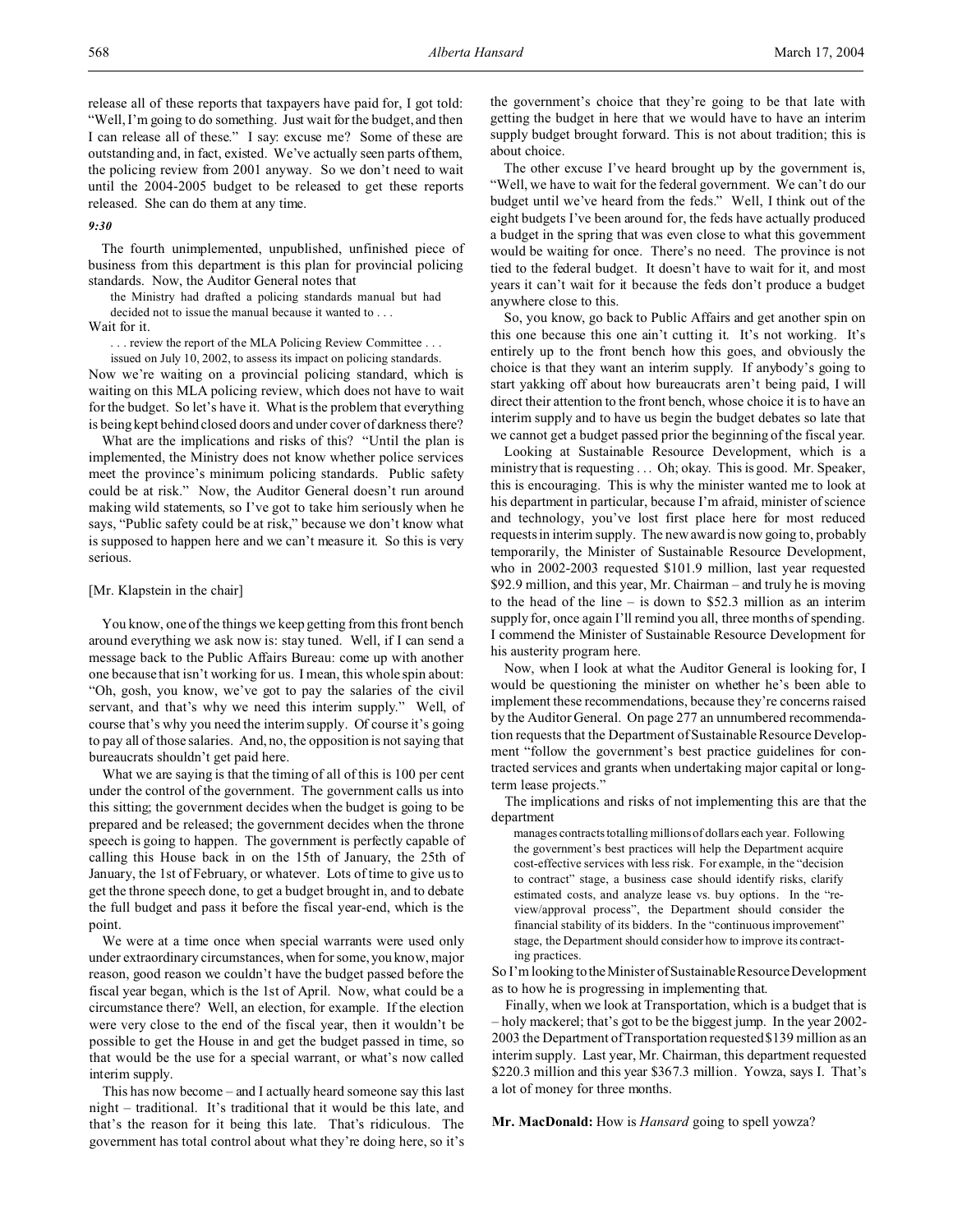release all of these reports that taxpayers have paid for, I got told: "Well, I'm going to do something. Just wait for the budget, and then I can release all of these." I say: excuse me? Some of these are outstanding and, in fact, existed. We've actually seen parts of them, the policing review from 2001 anyway. So we don't need to wait until the 2004-2005 budget to be released to get these reports released. She can do them at any time.

*9:30*

The fourth unimplemented, unpublished, unfinished piece of business from this department is this plan for provincial policing standards. Now, the Auditor General notes that

> the Ministry had drafted a policing standards manual but had decided not to issue the manual because it wanted to . . .

Wait for it.

> . . . review the report of the MLA Policing Review Committee . . . issued on July 10, 2002, to assess its impact on policing standards.

Now we're waiting on a provincial policing standard, which is waiting on this MLA policing review, which does not have to wait for the budget. So let's have it. What is the problem that everything is being kept behind closed doors and under cover of darkness there?

What are the implications and risks of this? "Until the plan is implemented, the Ministry does not know whether police services meet the province's minimum policing standards. Public safety could be at risk." Now, the Auditor General doesn't run around making wild statements, so I've got to take him seriously when he says, "Public safety could be at risk," because we don't know what is supposed to happen here and we can't measure it. So this is very serious.

[Mr. Klapstein in the chair]

You know, one of the things we keep getting from this front bench around everything we ask now is: stay tuned. Well, if I can send a message back to the Public Affairs Bureau: come up with another one because that isn't working for us. I mean, this whole spin about: "Oh, gosh, you know, we've got to pay the salaries of the civil servant, and that's why we need this interim supply." Well, of course that's why you need the interim supply. Of course it's going to pay all of those salaries. And, no, the opposition is not saying that bureaucrats shouldn't get paid here.

What we are saying is that the timing of all of this is 100 per cent under the control of the government. The government calls us into this sitting; the government decides when the budget is going to be prepared and be released; the government decides when the throne speech is going to happen. The government is perfectly capable of calling this House back in on the 15th of January, the 25th of January, the 1st of February, or whatever. Lots of time to give us to get the throne speech done, to get a budget brought in, and to debate the full budget and pass it before the fiscal year-end, which is the point.

We were at a time once when special warrants were used only under extraordinary circumstances, when for some, you know, major reason, good reason we couldn't have the budget passed before the fiscal year began, which is the 1st of April. Now, what could be a circumstance there? Well, an election, for example. If the election were very close to the end of the fiscal year, then it wouldn't be possible to get the House in and get the budget passed in time, so that would be the use for a special warrant, or what's now called interim supply.

This has now become – and I actually heard someone say this last night – traditional. It's traditional that it would be this late, and that's the reason for it being this late. That's ridiculous. The government has total control about what they're doing here, so it's the government's choice that they're going to be that late with getting the budget in here that we would have to have an interim supply budget brought forward. This is not about tradition; this is about choice.

The other excuse I've heard brought up by the government is, "Well, we have to wait for the federal government. We can't do our budget until we've heard from the feds." Well, I think out of the eight budgets I've been around for, the feds have actually produced a budget in the spring that was even close to what this government would be waiting for once. There's no need. The province is not tied to the federal budget. It doesn't have to wait for it, and most years it can't wait for it because the feds don't produce a budget anywhere close to this.

So, you know, go back to Public Affairs and get another spin on this one because this one ain't cutting it. It's not working. It's entirely up to the front bench how this goes, and obviously the choice is that they want an interim supply. If anybody's going to start yakking off about how bureaucrats aren't being paid, I will direct their attention to the front bench, whose choice it is to have an interim supply and to have us begin the budget debates so late that we cannot get a budget passed prior the beginning of the fiscal year.

Looking at Sustainable Resource Development, which is a ministry that is requesting . . . Oh; okay. This is good. Mr. Speaker, this is encouraging. This is why the minister wanted me to look at his department in particular, because I'm afraid, minister of science and technology, you've lost first place here for most reduced requests in interim supply. The new award is now going to, probably temporarily, the Minister of Sustainable Resource Development, who in 2002-2003 requested $101.9 million, last year requested $92.9 million, and this year, Mr. Chairman – and truly he is moving to the head of the line – is down to $52.3 million as an interim supply for, once again I'll remind you all, three months of spending. I commend the Minister of Sustainable Resource Development for his austerity program here.

Now, when I look at what the Auditor General is looking for, I would be questioning the minister on whether he's been able to implement these recommendations, because they're concerns raised by the Auditor General. On page 277 an unnumbered recommendation requests that the Department of Sustainable Resource Development "follow the government's best practice guidelines for contracted services and grants when undertaking major capital or long-term lease projects."

The implications and risks of not implementing this are that the department

> manages contracts totalling millions of dollars each year. Following the government's best practices will help the Department acquire cost-effective services with less risk. For example, in the "decision to contract" stage, a business case should identify risks, clarify estimated costs, and analyze lease vs. buy options. In the "review/approval process", the Department should consider the financial stability of its bidders. In the "continuous improvement" stage, the Department should consider how to improve its contracting practices.

So I'm looking to the Minister of Sustainable Resource Development as to how he is progressing in implementing that.

Finally, when we look at Transportation, which is a budget that is – holy mackerel; that's got to be the biggest jump. In the year 2002-2003 the Department of Transportation requested $139 million as an interim supply. Last year, Mr. Chairman, this department requested $220.3 million and this year $367.3 million. Yowza, says I. That's a lot of money for three months.

**Mr. MacDonald:** How is *Hansard* going to spell yowza?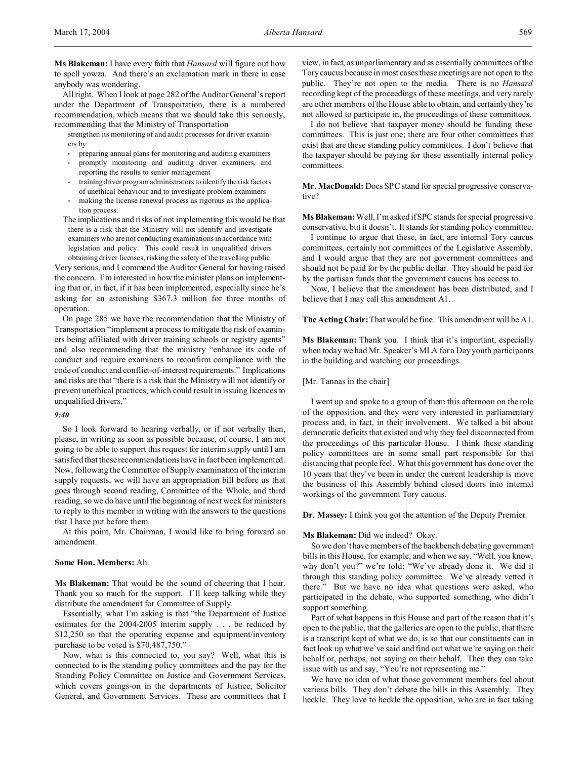**Ms Blakeman:** I have every faith that *Hansard* will figure out how to spell yowza. And there's an exclamation mark in there in case anybody was wondering.

All right. When I look at page 282 of the Auditor General's report under the Department of Transportation, there is a numbered recommendation, which means that we should take this seriously, recommending that the Ministry of Transportation

> strengthen its monitoring of and audit processes for driver examiners by:
> - preparing annual plans for monitoring and auditing examiners
> - promptly monitoring and auditing driver examiners, and reporting the results to senior management
> - training driver program administrators to identify the risk factors of unethical behaviour and to investigate problem examiners
> - making the license renewal process as rigorous as the application process.
>
> The implications and risks of not implementing this would be that there is a risk that the Ministry will not identify and investigate examiners who are not conducting examinations in accordance with legislation and policy. This could result in unqualified drivers obtaining driver licenses, risking the safety of the travelling public.

Very serious, and I commend the Auditor General for having raised the concern. I'm interested in how the minister plans on implementing that or, in fact, if it has been implemented, especially since he's asking for an astonishing $367.3 million for three months of operation.

On page 285 we have the recommendation that the Ministry of Transportation "implement a process to mitigate the risk of examiners being affiliated with driver training schools or registry agents" and also recommending that the ministry "enhance its code of conduct and require examiners to reconfirm compliance with the code of conduct and conflict-of-interest requirements." Implications and risks are that "there is a risk that the Ministry will not identify or prevent unethical practices, which could result in issuing licences to unqualified drivers."

*9:40*

So I look forward to hearing verbally, or if not verbally then, please, in writing as soon as possible because, of course, I am not going to be able to support this request for interim supply until I am satisfied that these recommendations have in fact been implemented. Now, following the Committee of Supply examination of the interim supply requests, we will have an appropriation bill before us that goes through second reading, Committee of the Whole, and third reading, so we do have until the beginning of next week for ministers to reply to this member in writing with the answers to the questions that I have put before them.

At this point, Mr. Chairman, I would like to bring forward an amendment.

**Some Hon. Members:** Ah.

**Ms Blakeman:** That would be the sound of cheering that I hear. Thank you so much for the support. I'll keep talking while they distribute the amendment for Committee of Supply.

Essentially, what I'm asking is that "the Department of Justice estimates for the 2004-2005 interim supply . . . be reduced by $12,250 so that the operating expense and equipment/inventory purchase to be voted is $70,487,750."

Now, what is this connected to, you say? Well, what this is connected to is the standing policy committees and the pay for the Standing Policy Committee on Justice and Government Services, which covers goings-on in the departments of Justice, Solicitor General, and Government Services. These are committees that I view, in fact, as unparliamentary and as essentially committees of the Tory caucus because in most cases these meetings are not open to the public. They're not open to the media. There is no *Hansard* recording kept of the proceedings of these meetings, and very rarely are other members of the House able to obtain, and certainly they're not allowed to participate in, the proceedings of these committees.

I do not believe that taxpayer money should be funding these committees. This is just one; there are four other committees that exist that are these standing policy committees. I don't believe that the taxpayer should be paying for these essentially internal policy committees.

**Mr. MacDonald:** Does SPC stand for special progressive conservative?

**Ms Blakeman:** Well, I'm asked if SPC stands for special progressive conservative, but it doesn't. It stands for standing policy committee.

I continue to argue that these, in fact, are internal Tory caucus committees, certainly not committees of the Legislative Assembly, and I would argue that they are not government committees and should not be paid for by the public dollar. They should be paid for by the partisan funds that the government caucus has access to.

Now, I believe that the amendment has been distributed, and I believe that I may call this amendment A1.

**The Acting Chair:** That would be fine. This amendment will be A1.

**Ms Blakeman:** Thank you. I think that it's important, especially when today we had Mr. Speaker's MLA for a Day youth participants in the building and watching our proceedings.

[Mr. Tannas in the chair]

I went up and spoke to a group of them this afternoon on the role of the opposition, and they were very interested in parliamentary process and, in fact, in their involvement. We talked a bit about democratic deficits that existed and why they feel disconnected from the proceedings of this particular House. I think these standing policy committees are in some small part responsible for that distancing that people feel. What this government has done over the 10 years that they've been in under the current leadership is move the business of this Assembly behind closed doors into internal workings of the government Tory caucus.

**Dr. Massey:** I think you got the attention of the Deputy Premier.

**Ms Blakeman:** Did we indeed? Okay.

So we don't have members of the backbench debating government bills in this House, for example, and when we say, "Well, you know, why don't you?" we're told: "We've already done it. We did it through this standing policy committee. We've already vetted it there." But we have no idea what questions were asked, who participated in the debate, who supported something, who didn't support something.

Part of what happens in this House and part of the reason that it's open to the public, that the galleries are open to the public, that there is a transcript kept of what we do, is so that our constituents can in fact look up what we've said and find out what we're saying on their behalf or, perhaps, not saying on their behalf. Then they can take issue with us and say, "You're not representing me."

We have no idea of what those government members feel about various bills. They don't debate the bills in this Assembly. They heckle. They love to heckle the opposition, who are in fact taking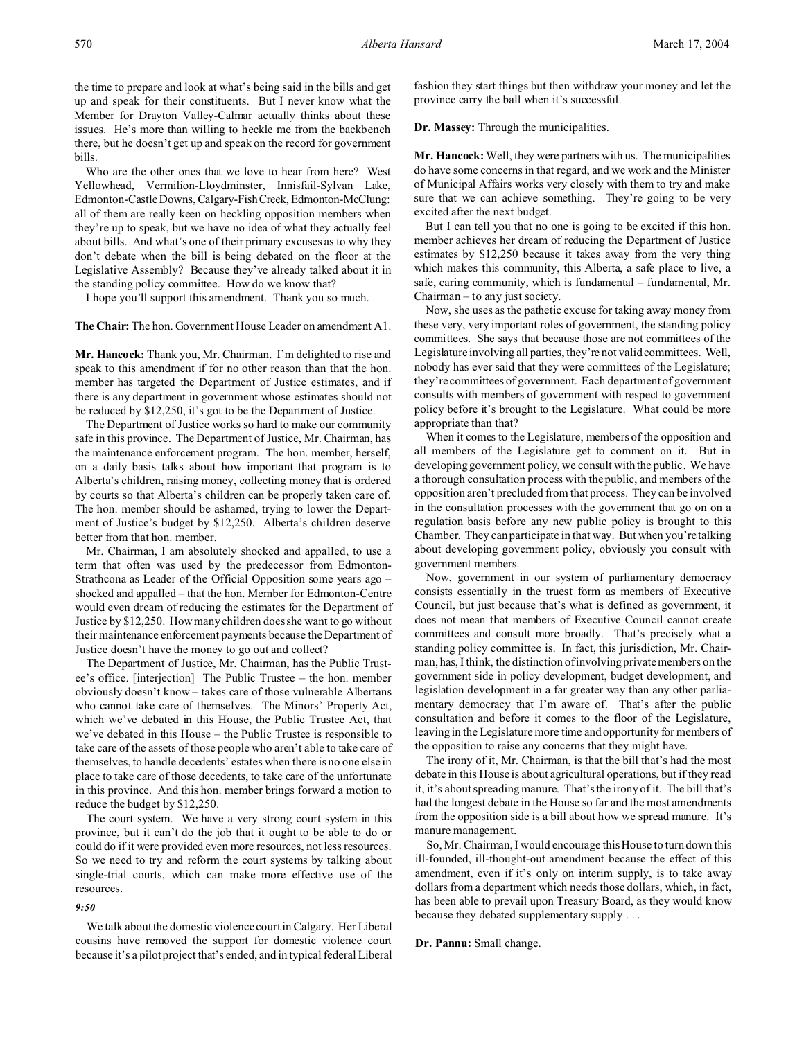the time to prepare and look at what's being said in the bills and get up and speak for their constituents. But I never know what the Member for Drayton Valley-Calmar actually thinks about these issues. He's more than willing to heckle me from the backbench there, but he doesn't get up and speak on the record for government bills.

Who are the other ones that we love to hear from here? West Yellowhead, Vermilion-Lloydminster, Innisfail-Sylvan Lake, Edmonton-Castle Downs, Calgary-Fish Creek, Edmonton-McClung: all of them are really keen on heckling opposition members when they're up to speak, but we have no idea of what they actually feel about bills. And what's one of their primary excuses as to why they don't debate when the bill is being debated on the floor at the Legislative Assembly? Because they've already talked about it in the standing policy committee. How do we know that?

I hope you'll support this amendment. Thank you so much.

**The Chair:** The hon. Government House Leader on amendment A1.

**Mr. Hancock:** Thank you, Mr. Chairman. I'm delighted to rise and speak to this amendment if for no other reason than that the hon. member has targeted the Department of Justice estimates, and if there is any department in government whose estimates should not be reduced by $12,250, it's got to be the Department of Justice.

The Department of Justice works so hard to make our community safe in this province. The Department of Justice, Mr. Chairman, has the maintenance enforcement program. The hon. member, herself, on a daily basis talks about how important that program is to Alberta's children, raising money, collecting money that is ordered by courts so that Alberta's children can be properly taken care of. The hon. member should be ashamed, trying to lower the Department of Justice's budget by $12,250. Alberta's children deserve better from that hon. member.

Mr. Chairman, I am absolutely shocked and appalled, to use a term that often was used by the predecessor from Edmonton-Strathcona as Leader of the Official Opposition some years ago – shocked and appalled – that the hon. Member for Edmonton-Centre would even dream of reducing the estimates for the Department of Justice by $12,250. How many children does she want to go without their maintenance enforcement payments because the Department of Justice doesn't have the money to go out and collect?

The Department of Justice, Mr. Chairman, has the Public Trustee's office. [interjection] The Public Trustee – the hon. member obviously doesn't know – takes care of those vulnerable Albertans who cannot take care of themselves. The Minors' Property Act, which we've debated in this House, the Public Trustee Act, that we've debated in this House – the Public Trustee is responsible to take care of the assets of those people who aren't able to take care of themselves, to handle decedents' estates when there is no one else in place to take care of those decedents, to take care of the unfortunate in this province. And this hon. member brings forward a motion to reduce the budget by $12,250.

The court system. We have a very strong court system in this province, but it can't do the job that it ought to be able to do or could do if it were provided even more resources, not less resources. So we need to try and reform the court systems by talking about single-trial courts, which can make more effective use of the resources.

*9:50*

We talk about the domestic violence court in Calgary. Her Liberal cousins have removed the support for domestic violence court because it's a pilot project that's ended, and in typical federal Liberal fashion they start things but then withdraw your money and let the province carry the ball when it's successful.

**Dr. Massey:** Through the municipalities.

**Mr. Hancock:** Well, they were partners with us. The municipalities do have some concerns in that regard, and we work and the Minister of Municipal Affairs works very closely with them to try and make sure that we can achieve something. They're going to be very excited after the next budget.

But I can tell you that no one is going to be excited if this hon. member achieves her dream of reducing the Department of Justice estimates by $12,250 because it takes away from the very thing which makes this community, this Alberta, a safe place to live, a safe, caring community, which is fundamental – fundamental, Mr. Chairman – to any just society.

Now, she uses as the pathetic excuse for taking away money from these very, very important roles of government, the standing policy committees. She says that because those are not committees of the Legislature involving all parties, they're not valid committees. Well, nobody has ever said that they were committees of the Legislature; they're committees of government. Each department of government consults with members of government with respect to government policy before it's brought to the Legislature. What could be more appropriate than that?

When it comes to the Legislature, members of the opposition and all members of the Legislature get to comment on it. But in developing government policy, we consult with the public. We have a thorough consultation process with the public, and members of the opposition aren't precluded from that process. They can be involved in the consultation processes with the government that go on on a regulation basis before any new public policy is brought to this Chamber. They can participate in that way. But when you're talking about developing government policy, obviously you consult with government members.

Now, government in our system of parliamentary democracy consists essentially in the truest form as members of Executive Council, but just because that's what is defined as government, it does not mean that members of Executive Council cannot create committees and consult more broadly. That's precisely what a standing policy committee is. In fact, this jurisdiction, Mr. Chairman, has, I think, the distinction of involving private members on the government side in policy development, budget development, and legislation development in a far greater way than any other parliamentary democracy that I'm aware of. That's after the public consultation and before it comes to the floor of the Legislature, leaving in the Legislature more time and opportunity for members of the opposition to raise any concerns that they might have.

The irony of it, Mr. Chairman, is that the bill that's had the most debate in this House is about agricultural operations, but if they read it, it's about spreading manure. That's the irony of it. The bill that's had the longest debate in the House so far and the most amendments from the opposition side is a bill about how we spread manure. It's manure management.

So, Mr. Chairman, I would encourage this House to turn down this ill-founded, ill-thought-out amendment because the effect of this amendment, even if it's only on interim supply, is to take away dollars from a department which needs those dollars, which, in fact, has been able to prevail upon Treasury Board, as they would know because they debated supplementary supply . . .

**Dr. Pannu:** Small change.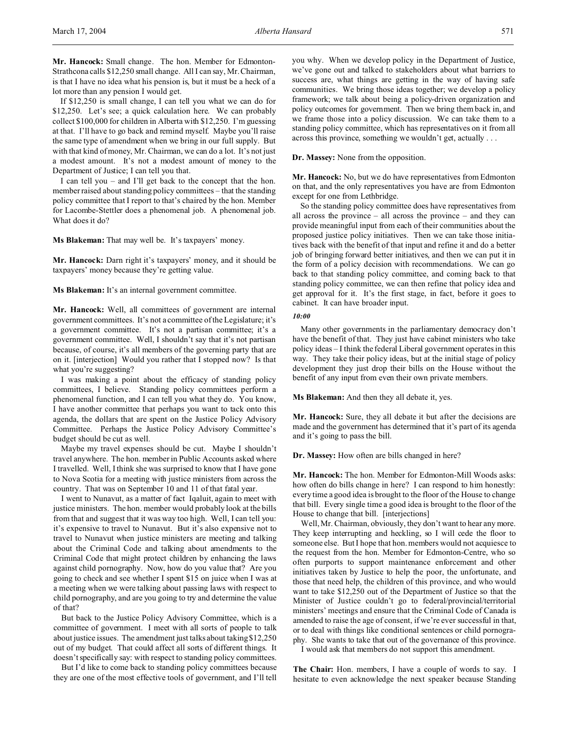**Mr. Hancock:** Small change. The hon. Member for Edmonton-Strathcona calls $12,250 small change. All I can say, Mr. Chairman, is that I have no idea what his pension is, but it must be a heck of a lot more than any pension I would get.

If $12,250 is small change, I can tell you what we can do for $12,250. Let's see; a quick calculation here. We can probably collect $100,000 for children in Alberta with $12,250. I'm guessing at that. I'll have to go back and remind myself. Maybe you'll raise the same type of amendment when we bring in our full supply. But with that kind of money, Mr. Chairman, we can do a lot. It's not just a modest amount. It's not a modest amount of money to the Department of Justice; I can tell you that.

I can tell you – and I'll get back to the concept that the hon. member raised about standing policy committees – that the standing policy committee that I report to that's chaired by the hon. Member for Lacombe-Stettler does a phenomenal job. A phenomenal job. What does it do?

**Ms Blakeman:** That may well be. It's taxpayers' money.

**Mr. Hancock:** Darn right it's taxpayers' money, and it should be taxpayers' money because they're getting value.

**Ms Blakeman:** It's an internal government committee.

**Mr. Hancock:** Well, all committees of government are internal government committees. It's not a committee of the Legislature; it's a government committee. It's not a partisan committee; it's a government committee. Well, I shouldn't say that it's not partisan because, of course, it's all members of the governing party that are on it. [interjection] Would you rather that I stopped now? Is that what you're suggesting?

I was making a point about the efficacy of standing policy committees, I believe. Standing policy committees perform a phenomenal function, and I can tell you what they do. You know, I have another committee that perhaps you want to tack onto this agenda, the dollars that are spent on the Justice Policy Advisory Committee. Perhaps the Justice Policy Advisory Committee's budget should be cut as well.

Maybe my travel expenses should be cut. Maybe I shouldn't travel anywhere. The hon. member in Public Accounts asked where I travelled. Well, I think she was surprised to know that I have gone to Nova Scotia for a meeting with justice ministers from across the country. That was on September 10 and 11 of that fatal year.

I went to Nunavut, as a matter of fact Iqaluit, again to meet with justice ministers. The hon. member would probably look at the bills from that and suggest that it was way too high. Well, I can tell you: it's expensive to travel to Nunavut. But it's also expensive not to travel to Nunavut when justice ministers are meeting and talking about the Criminal Code and talking about amendments to the Criminal Code that might protect children by enhancing the laws against child pornography. Now, how do you value that? Are you going to check and see whether I spent $15 on juice when I was at a meeting when we were talking about passing laws with respect to child pornography, and are you going to try and determine the value of that?

But back to the Justice Policy Advisory Committee, which is a committee of government. I meet with all sorts of people to talk about justice issues. The amendment just talks about taking $12,250 out of my budget. That could affect all sorts of different things. It doesn't specifically say: with respect to standing policy committees.

But I'd like to come back to standing policy committees because they are one of the most effective tools of government, and I'll tell you why. When we develop policy in the Department of Justice, we've gone out and talked to stakeholders about what barriers to success are, what things are getting in the way of having safe communities. We bring those ideas together; we develop a policy framework; we talk about being a policy-driven organization and policy outcomes for government. Then we bring them back in, and we frame those into a policy discussion. We can take them to a standing policy committee, which has representatives on it from all across this province, something we wouldn't get, actually . . .

**Dr. Massey:** None from the opposition.

**Mr. Hancock:** No, but we do have representatives from Edmonton on that, and the only representatives you have are from Edmonton except for one from Lethbridge.

So the standing policy committee does have representatives from all across the province – all across the province – and they can provide meaningful input from each of their communities about the proposed justice policy initiatives. Then we can take those initiatives back with the benefit of that input and refine it and do a better job of bringing forward better initiatives, and then we can put it in the form of a policy decision with recommendations. We can go back to that standing policy committee, and coming back to that standing policy committee, we can then refine that policy idea and get approval for it. It's the first stage, in fact, before it goes to cabinet. It can have broader input.

*10:00*

Many other governments in the parliamentary democracy don't have the benefit of that. They just have cabinet ministers who take policy ideas – I think the federal Liberal government operates in this way. They take their policy ideas, but at the initial stage of policy development they just drop their bills on the House without the benefit of any input from even their own private members.

**Ms Blakeman:** And then they all debate it, yes.

**Mr. Hancock:** Sure, they all debate it but after the decisions are made and the government has determined that it's part of its agenda and it's going to pass the bill.

**Dr. Massey:** How often are bills changed in here?

**Mr. Hancock:** The hon. Member for Edmonton-Mill Woods asks: how often do bills change in here? I can respond to him honestly: every time a good idea is brought to the floor of the House to change that bill. Every single time a good idea is brought to the floor of the House to change that bill. [interjections]

Well, Mr. Chairman, obviously, they don't want to hear any more. They keep interrupting and heckling, so I will cede the floor to someone else. But I hope that hon. members would not acquiesce to the request from the hon. Member for Edmonton-Centre, who so often purports to support maintenance enforcement and other initiatives taken by Justice to help the poor, the unfortunate, and those that need help, the children of this province, and who would want to take $12,250 out of the Department of Justice so that the Minister of Justice couldn't go to federal/provincial/territorial ministers' meetings and ensure that the Criminal Code of Canada is amended to raise the age of consent, if we're ever successful in that, or to deal with things like conditional sentences or child pornography. She wants to take that out of the governance of this province.

I would ask that members do not support this amendment.

**The Chair:** Hon. members, I have a couple of words to say. I hesitate to even acknowledge the next speaker because Standing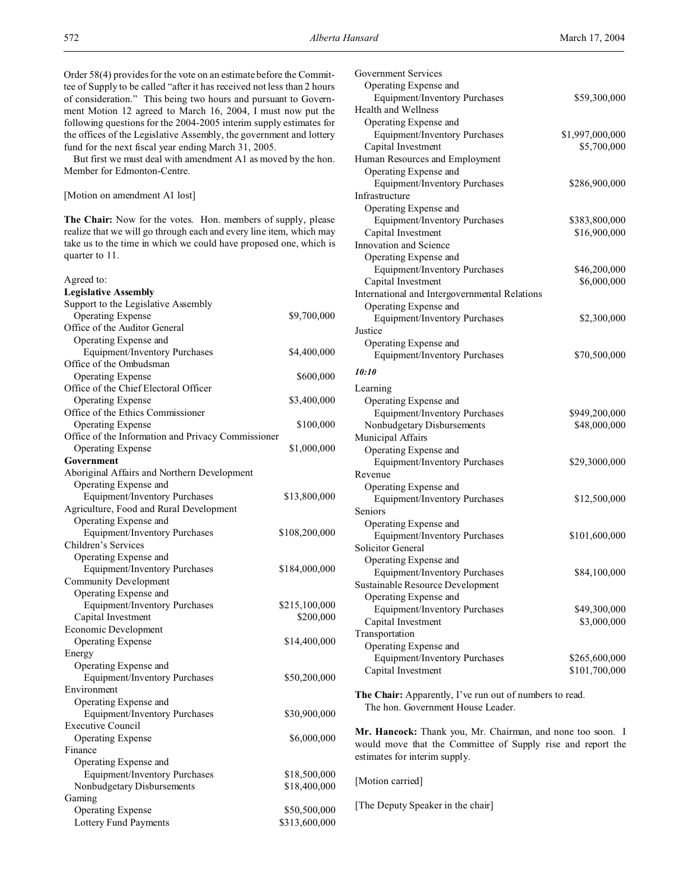Order 58(4) provides for the vote on an estimate before the Committee of Supply to be called "after it has received not less than 2 hours of consideration." This being two hours and pursuant to Government Motion 12 agreed to March 16, 2004, I must now put the following questions for the 2004-2005 interim supply estimates for the offices of the Legislative Assembly, the government and lottery fund for the next fiscal year ending March 31, 2005.

But first we must deal with amendment A1 as moved by the hon. Member for Edmonton-Centre.

[Motion on amendment A1 lost]

**The Chair:** Now for the votes. Hon. members of supply, please realize that we will go through each and every line item, which may take us to the time in which we could have proposed one, which is quarter to 11.

Agreed to:

| | |
|---|---|
| **Legislative Assembly** | |
| Support to the Legislative Assembly | |
| Operating Expense | $9,700,000 |
| Office of the Auditor General | |
| Operating Expense and Equipment/Inventory Purchases | $4,400,000 |
| Office of the Ombudsman | |
| Operating Expense | $600,000 |
| Office of the Chief Electoral Officer | |
| Operating Expense | $3,400,000 |
| Office of the Ethics Commissioner | |
| Operating Expense | $100,000 |
| Office of the Information and Privacy Commissioner | |
| Operating Expense | $1,000,000 |
| **Government** | |
| Aboriginal Affairs and Northern Development | |
| Operating Expense and Equipment/Inventory Purchases | $13,800,000 |
| Agriculture, Food and Rural Development | |
| Operating Expense and Equipment/Inventory Purchases | $108,200,000 |
| Children's Services | |
| Operating Expense and Equipment/Inventory Purchases | $184,000,000 |
| Community Development | |
| Operating Expense and Equipment/Inventory Purchases | $215,100,000 |
| Capital Investment | $200,000 |
| Economic Development | |
| Operating Expense | $14,400,000 |
| Energy | |
| Operating Expense and Equipment/Inventory Purchases | $50,200,000 |
| Environment | |
| Operating Expense and Equipment/Inventory Purchases | $30,900,000 |
| Executive Council | |
| Operating Expense | $6,000,000 |
| Finance | |
| Operating Expense and Equipment/Inventory Purchases | $18,500,000 |
| Nonbudgetary Disbursements | $18,400,000 |
| Gaming | |
| Operating Expense | $50,500,000 |
| Lottery Fund Payments | $313,600,000 |
| Government Services | |
| Operating Expense and Equipment/Inventory Purchases | $59,300,000 |
| Health and Wellness | |
| Operating Expense and Equipment/Inventory Purchases | $1,997,000,000 |
| Capital Investment | $5,700,000 |
| Human Resources and Employment | |
| Operating Expense and Equipment/Inventory Purchases | $286,900,000 |
| Infrastructure | |
| Operating Expense and Equipment/Inventory Purchases | $383,800,000 |
| Capital Investment | $16,900,000 |
| Innovation and Science | |
| Operating Expense and Equipment/Inventory Purchases | $46,200,000 |
| Capital Investment | $6,000,000 |
| International and Intergovernmental Relations | |
| Operating Expense and Equipment/Inventory Purchases | $2,300,000 |
| Justice | |
| Operating Expense and Equipment/Inventory Purchases | $70,500,000 |

*10:10*

| | |
|---|---|
| Learning | |
| Operating Expense and Equipment/Inventory Purchases | $949,200,000 |
| Nonbudgetary Disbursements | $48,000,000 |
| Municipal Affairs | |
| Operating Expense and Equipment/Inventory Purchases | $29,3000,000 |
| Revenue | |
| Operating Expense and Equipment/Inventory Purchases | $12,500,000 |
| Seniors | |
| Operating Expense and Equipment/Inventory Purchases | $101,600,000 |
| Solicitor General | |
| Operating Expense and Equipment/Inventory Purchases | $84,100,000 |
| Sustainable Resource Development | |
| Operating Expense and Equipment/Inventory Purchases | $49,300,000 |
| Capital Investment | $3,000,000 |
| Transportation | |
| Operating Expense and Equipment/Inventory Purchases | $265,600,000 |
| Capital Investment | $101,700,000 |

**The Chair:** Apparently, I've run out of numbers to read.
The hon. Government House Leader.

**Mr. Hancock:** Thank you, Mr. Chairman, and none too soon. I would move that the Committee of Supply rise and report the estimates for interim supply.

[Motion carried]

[The Deputy Speaker in the chair]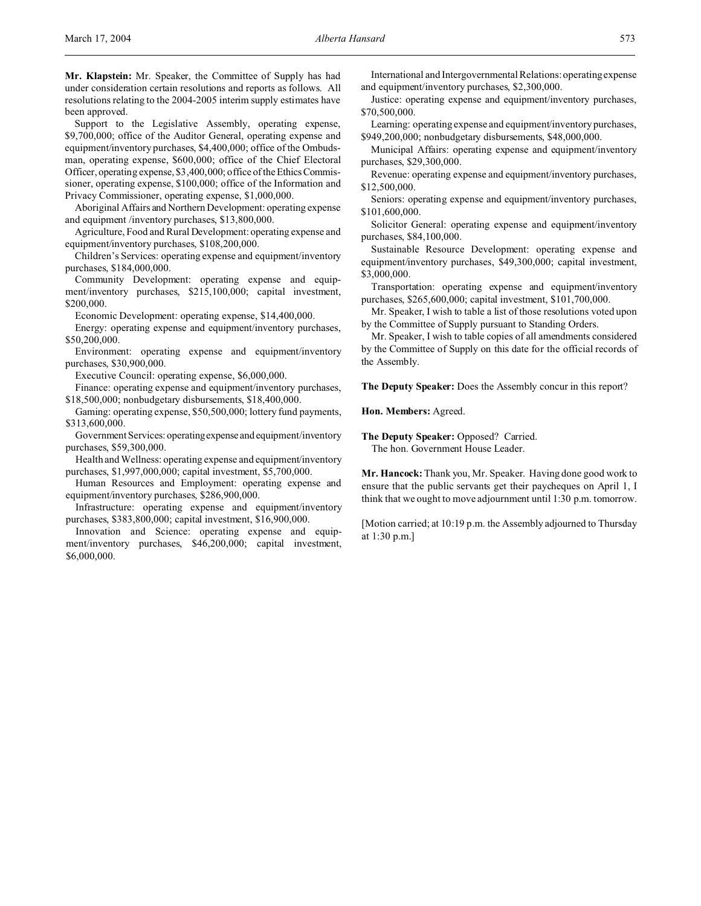**Mr. Klapstein:** Mr. Speaker, the Committee of Supply has had under consideration certain resolutions and reports as follows. All resolutions relating to the 2004-2005 interim supply estimates have been approved.

Support to the Legislative Assembly, operating expense, $9,700,000; office of the Auditor General, operating expense and equipment/inventory purchases, $4,400,000; office of the Ombudsman, operating expense, $600,000; office of the Chief Electoral Officer, operating expense, $3,400,000; office of the Ethics Commissioner, operating expense, $100,000; office of the Information and Privacy Commissioner, operating expense, $1,000,000.

Aboriginal Affairs and Northern Development: operating expense and equipment /inventory purchases, $13,800,000.

Agriculture, Food and Rural Development: operating expense and equipment/inventory purchases, $108,200,000.

Children's Services: operating expense and equipment/inventory purchases, $184,000,000.

Community Development: operating expense and equipment/inventory purchases, $215,100,000; capital investment, $200,000.

Economic Development: operating expense, $14,400,000.

Energy: operating expense and equipment/inventory purchases, $50,200,000.

Environment: operating expense and equipment/inventory purchases, $30,900,000.

Executive Council: operating expense, $6,000,000.

Finance: operating expense and equipment/inventory purchases, $18,500,000; nonbudgetary disbursements, $18,400,000.

Gaming: operating expense, $50,500,000; lottery fund payments, $313,600,000.

Government Services: operating expense and equipment/inventory purchases, $59,300,000.

Health and Wellness: operating expense and equipment/inventory purchases, $1,997,000,000; capital investment, $5,700,000.

Human Resources and Employment: operating expense and equipment/inventory purchases, $286,900,000.

Infrastructure: operating expense and equipment/inventory purchases, $383,800,000; capital investment, $16,900,000.

Innovation and Science: operating expense and equipment/inventory purchases, $46,200,000; capital investment, $6,000,000.

International and Intergovernmental Relations: operating expense and equipment/inventory purchases, $2,300,000.

Justice: operating expense and equipment/inventory purchases, $70,500,000.

Learning: operating expense and equipment/inventory purchases, $949,200,000; nonbudgetary disbursements, $48,000,000.

Municipal Affairs: operating expense and equipment/inventory purchases, $29,300,000.

Revenue: operating expense and equipment/inventory purchases, $12,500,000.

Seniors: operating expense and equipment/inventory purchases, $101,600,000.

Solicitor General: operating expense and equipment/inventory purchases, $84,100,000.

Sustainable Resource Development: operating expense and equipment/inventory purchases, $49,300,000; capital investment, $3,000,000.

Transportation: operating expense and equipment/inventory purchases, $265,600,000; capital investment, $101,700,000.

Mr. Speaker, I wish to table a list of those resolutions voted upon by the Committee of Supply pursuant to Standing Orders.

Mr. Speaker, I wish to table copies of all amendments considered by the Committee of Supply on this date for the official records of the Assembly.

**The Deputy Speaker:** Does the Assembly concur in this report?

**Hon. Members:** Agreed.

**The Deputy Speaker:** Opposed? Carried.

The hon. Government House Leader.

**Mr. Hancock:** Thank you, Mr. Speaker. Having done good work to ensure that the public servants get their paycheques on April 1, I think that we ought to move adjournment until 1:30 p.m. tomorrow.

[Motion carried; at 10:19 p.m. the Assembly adjourned to Thursday at 1:30 p.m.]